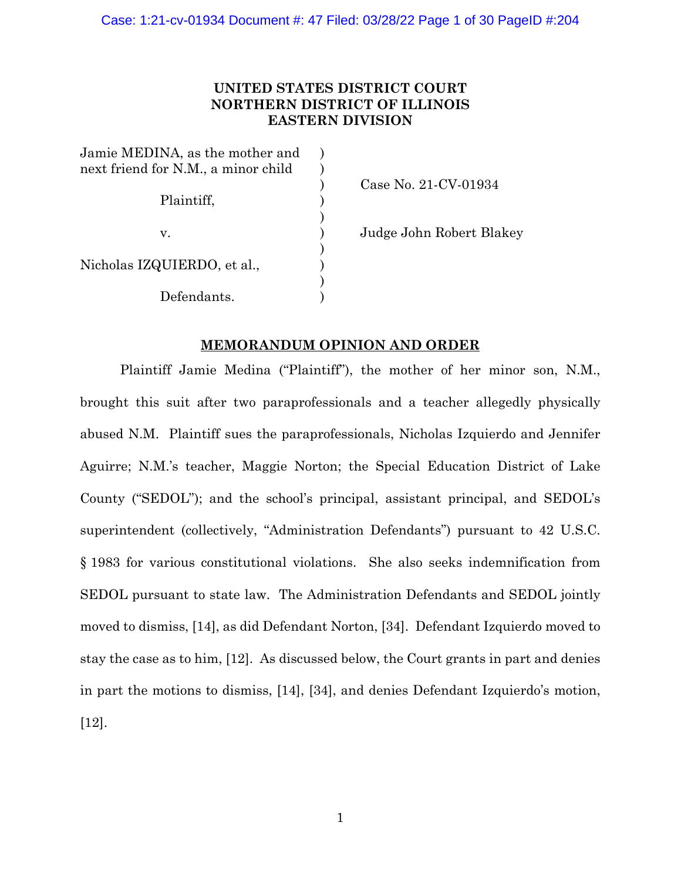**UNITED STATES DISTRICT COURT**
**NORTHERN DISTRICT OF ILLINOIS**
**EASTERN DIVISION**

Jamie MEDINA, as the mother and next friend for N.M., a minor child

Plaintiff,

v.

Nicholas IZQUIERDO, et al.,

Defendants.

Case No. 21-CV-01934

Judge John Robert Blakey

## MEMORANDUM OPINION AND ORDER

Plaintiff Jamie Medina ("Plaintiff"), the mother of her minor son, N.M., brought this suit after two paraprofessionals and a teacher allegedly physically abused N.M. Plaintiff sues the paraprofessionals, Nicholas Izquierdo and Jennifer Aguirre; N.M.'s teacher, Maggie Norton; the Special Education District of Lake County ("SEDOL"); and the school's principal, assistant principal, and SEDOL's superintendent (collectively, "Administration Defendants") pursuant to 42 U.S.C. § 1983 for various constitutional violations. She also seeks indemnification from SEDOL pursuant to state law. The Administration Defendants and SEDOL jointly moved to dismiss, [14], as did Defendant Norton, [34]. Defendant Izquierdo moved to stay the case as to him, [12]. As discussed below, the Court grants in part and denies in part the motions to dismiss, [14], [34], and denies Defendant Izquierdo's motion, [12].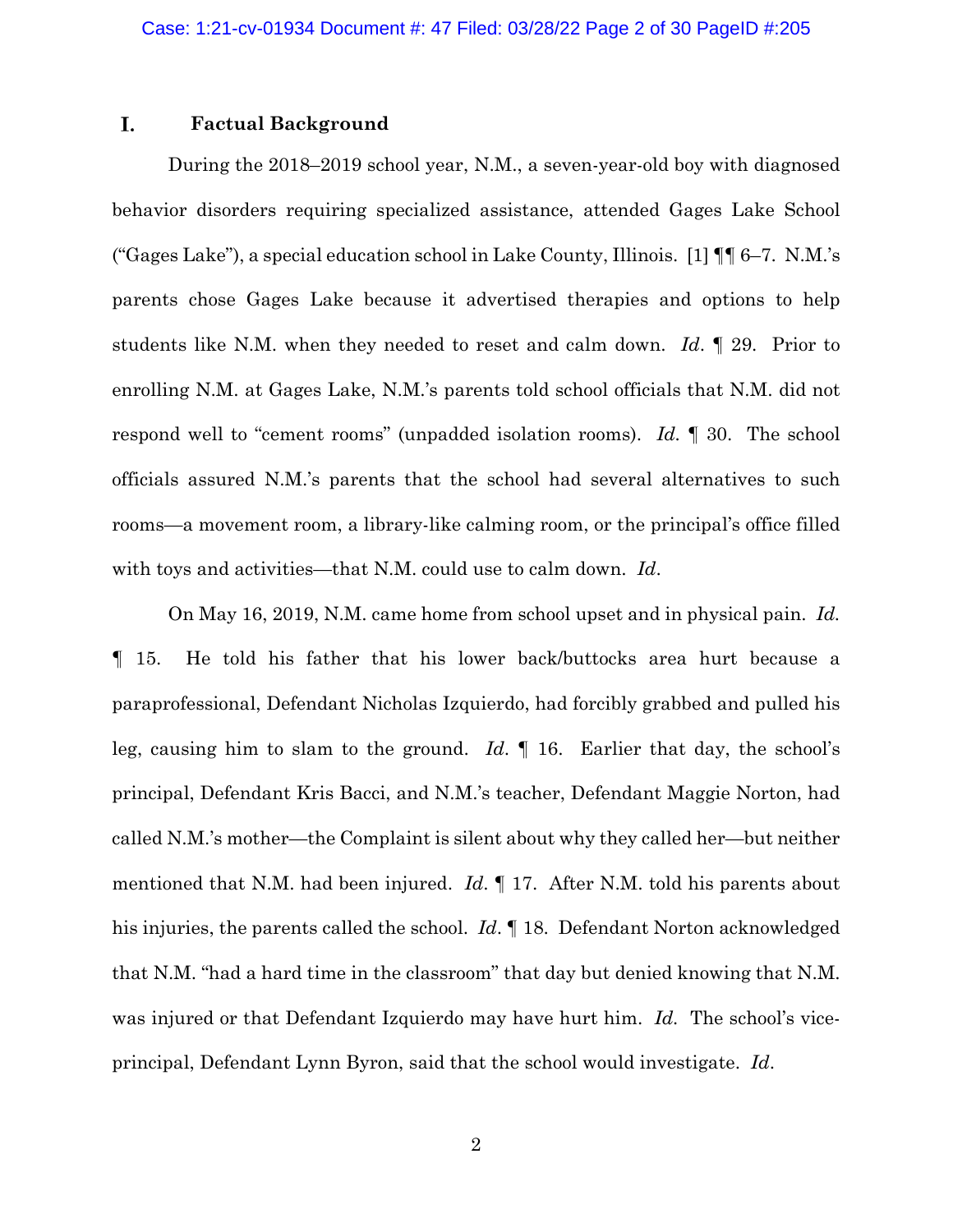## I. Factual Background

During the 2018–2019 school year, N.M., a seven-year-old boy with diagnosed behavior disorders requiring specialized assistance, attended Gages Lake School ("Gages Lake"), a special education school in Lake County, Illinois. [1] ¶¶ 6–7. N.M.'s parents chose Gages Lake because it advertised therapies and options to help students like N.M. when they needed to reset and calm down. *Id*. ¶ 29. Prior to enrolling N.M. at Gages Lake, N.M.'s parents told school officials that N.M. did not respond well to "cement rooms" (unpadded isolation rooms). *Id*. ¶ 30. The school officials assured N.M.'s parents that the school had several alternatives to such rooms—a movement room, a library-like calming room, or the principal's office filled with toys and activities—that N.M. could use to calm down. *Id*.

On May 16, 2019, N.M. came home from school upset and in physical pain. *Id*. ¶ 15. He told his father that his lower back/buttocks area hurt because a paraprofessional, Defendant Nicholas Izquierdo, had forcibly grabbed and pulled his leg, causing him to slam to the ground. *Id*. ¶ 16. Earlier that day, the school's principal, Defendant Kris Bacci, and N.M.'s teacher, Defendant Maggie Norton, had called N.M.'s mother—the Complaint is silent about why they called her—but neither mentioned that N.M. had been injured. *Id*. ¶ 17. After N.M. told his parents about his injuries, the parents called the school. *Id*. ¶ 18. Defendant Norton acknowledged that N.M. "had a hard time in the classroom" that day but denied knowing that N.M. was injured or that Defendant Izquierdo may have hurt him. *Id*. The school's vice-principal, Defendant Lynn Byron, said that the school would investigate. *Id*.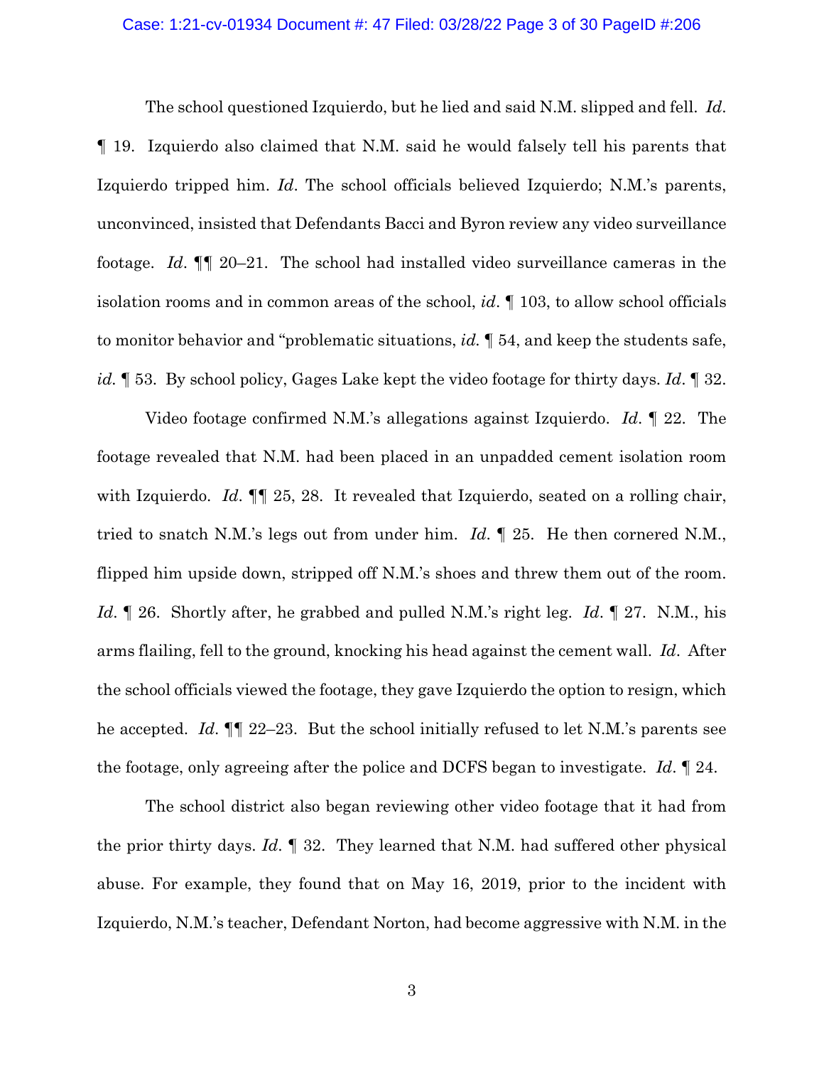The school questioned Izquierdo, but he lied and said N.M. slipped and fell. *Id*. ¶ 19. Izquierdo also claimed that N.M. said he would falsely tell his parents that Izquierdo tripped him. *Id*. The school officials believed Izquierdo; N.M.'s parents, unconvinced, insisted that Defendants Bacci and Byron review any video surveillance footage. *Id*. ¶¶ 20–21. The school had installed video surveillance cameras in the isolation rooms and in common areas of the school, *id*. ¶ 103, to allow school officials to monitor behavior and "problematic situations, *id.* ¶ 54, and keep the students safe, *id.* ¶ 53. By school policy, Gages Lake kept the video footage for thirty days. *Id*. ¶ 32.

Video footage confirmed N.M.'s allegations against Izquierdo. *Id*. ¶ 22. The footage revealed that N.M. had been placed in an unpadded cement isolation room with Izquierdo. *Id*. ¶¶ 25, 28. It revealed that Izquierdo, seated on a rolling chair, tried to snatch N.M.'s legs out from under him. *Id*. ¶ 25. He then cornered N.M., flipped him upside down, stripped off N.M.'s shoes and threw them out of the room. *Id*. ¶ 26. Shortly after, he grabbed and pulled N.M.'s right leg. *Id*. ¶ 27. N.M., his arms flailing, fell to the ground, knocking his head against the cement wall. *Id*. After the school officials viewed the footage, they gave Izquierdo the option to resign, which he accepted. *Id*. ¶¶ 22–23. But the school initially refused to let N.M.'s parents see the footage, only agreeing after the police and DCFS began to investigate. *Id*. ¶ 24.

The school district also began reviewing other video footage that it had from the prior thirty days. *Id*. ¶ 32. They learned that N.M. had suffered other physical abuse. For example, they found that on May 16, 2019, prior to the incident with Izquierdo, N.M.'s teacher, Defendant Norton, had become aggressive with N.M. in the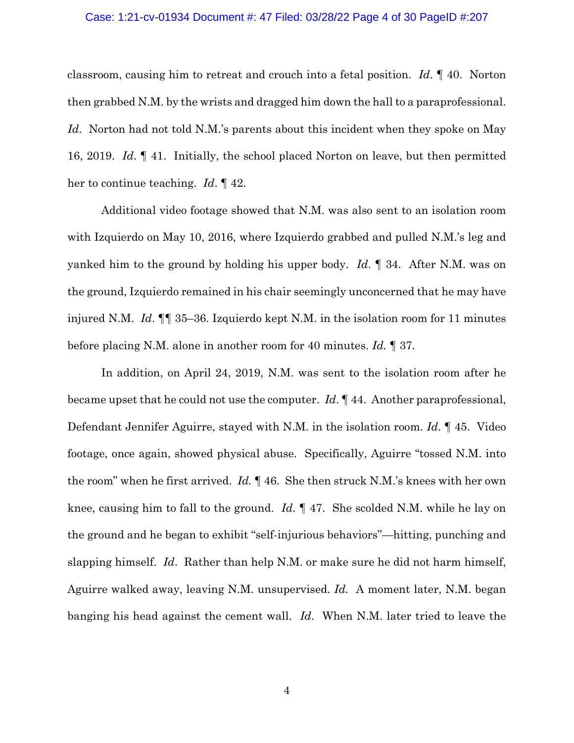classroom, causing him to retreat and crouch into a fetal position. *Id*. ¶ 40. Norton then grabbed N.M. by the wrists and dragged him down the hall to a paraprofessional. *Id*. Norton had not told N.M.'s parents about this incident when they spoke on May 16, 2019. *Id*. ¶ 41. Initially, the school placed Norton on leave, but then permitted her to continue teaching. *Id*. ¶ 42.

Additional video footage showed that N.M. was also sent to an isolation room with Izquierdo on May 10, 2016, where Izquierdo grabbed and pulled N.M.'s leg and yanked him to the ground by holding his upper body. *Id*. ¶ 34. After N.M. was on the ground, Izquierdo remained in his chair seemingly unconcerned that he may have injured N.M. *Id*. ¶¶ 35–36. Izquierdo kept N.M. in the isolation room for 11 minutes before placing N.M. alone in another room for 40 minutes. *Id.* ¶ 37.

In addition, on April 24, 2019, N.M. was sent to the isolation room after he became upset that he could not use the computer. *Id*. ¶ 44. Another paraprofessional, Defendant Jennifer Aguirre, stayed with N.M. in the isolation room. *Id*. ¶ 45. Video footage, once again, showed physical abuse. Specifically, Aguirre "tossed N.M. into the room" when he first arrived. *Id.* ¶ 46. She then struck N.M.'s knees with her own knee, causing him to fall to the ground. *Id*. ¶ 47. She scolded N.M. while he lay on the ground and he began to exhibit "self-injurious behaviors"—hitting, punching and slapping himself. *Id*. Rather than help N.M. or make sure he did not harm himself, Aguirre walked away, leaving N.M. unsupervised. *Id.* A moment later, N.M. began banging his head against the cement wall. *Id*. When N.M. later tried to leave the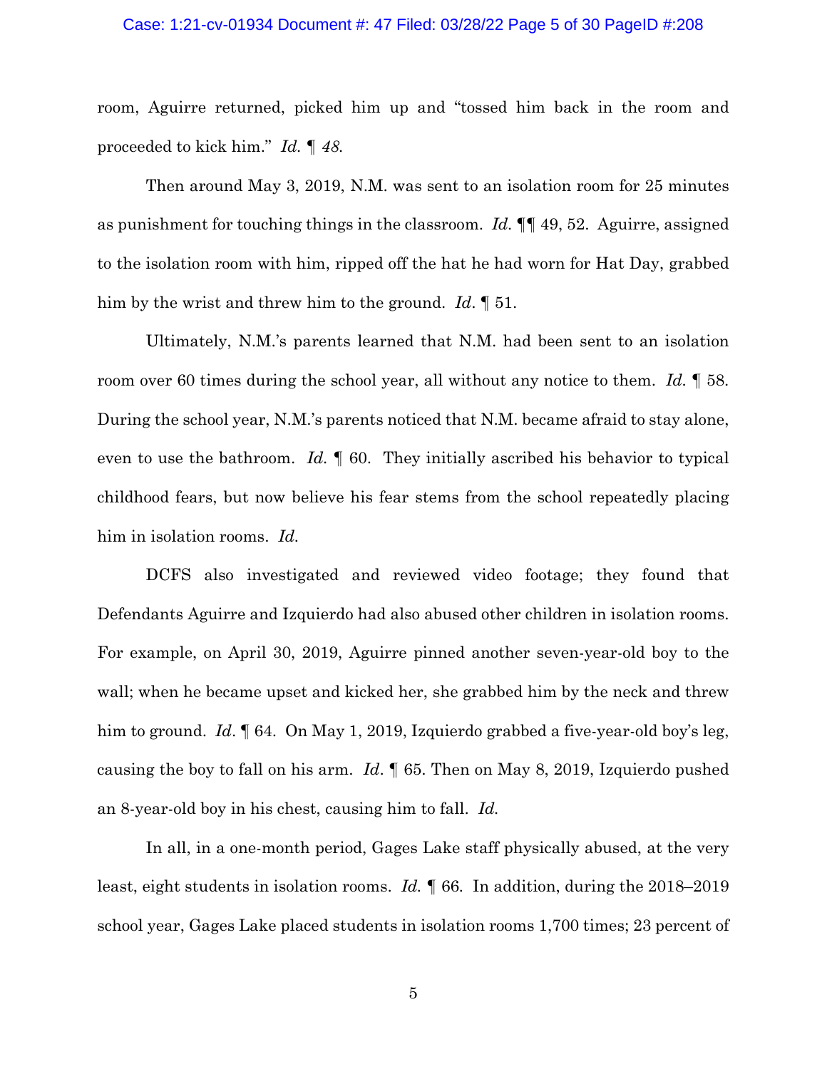room, Aguirre returned, picked him up and "tossed him back in the room and proceeded to kick him." *Id.* ¶ *48.*

Then around May 3, 2019, N.M. was sent to an isolation room for 25 minutes as punishment for touching things in the classroom. *Id.* ¶¶ 49, 52. Aguirre, assigned to the isolation room with him, ripped off the hat he had worn for Hat Day, grabbed him by the wrist and threw him to the ground. *Id*. ¶ 51.

Ultimately, N.M.'s parents learned that N.M. had been sent to an isolation room over 60 times during the school year, all without any notice to them. *Id.* ¶ 58. During the school year, N.M.'s parents noticed that N.M. became afraid to stay alone, even to use the bathroom. *Id.* ¶ 60. They initially ascribed his behavior to typical childhood fears, but now believe his fear stems from the school repeatedly placing him in isolation rooms. *Id.*

DCFS also investigated and reviewed video footage; they found that Defendants Aguirre and Izquierdo had also abused other children in isolation rooms. For example, on April 30, 2019, Aguirre pinned another seven-year-old boy to the wall; when he became upset and kicked her, she grabbed him by the neck and threw him to ground. *Id*. ¶ 64. On May 1, 2019, Izquierdo grabbed a five-year-old boy's leg, causing the boy to fall on his arm. *Id*. ¶ 65. Then on May 8, 2019, Izquierdo pushed an 8-year-old boy in his chest, causing him to fall. *Id.*

In all, in a one-month period, Gages Lake staff physically abused, at the very least, eight students in isolation rooms. *Id.* ¶ 66. In addition, during the 2018–2019 school year, Gages Lake placed students in isolation rooms 1,700 times; 23 percent of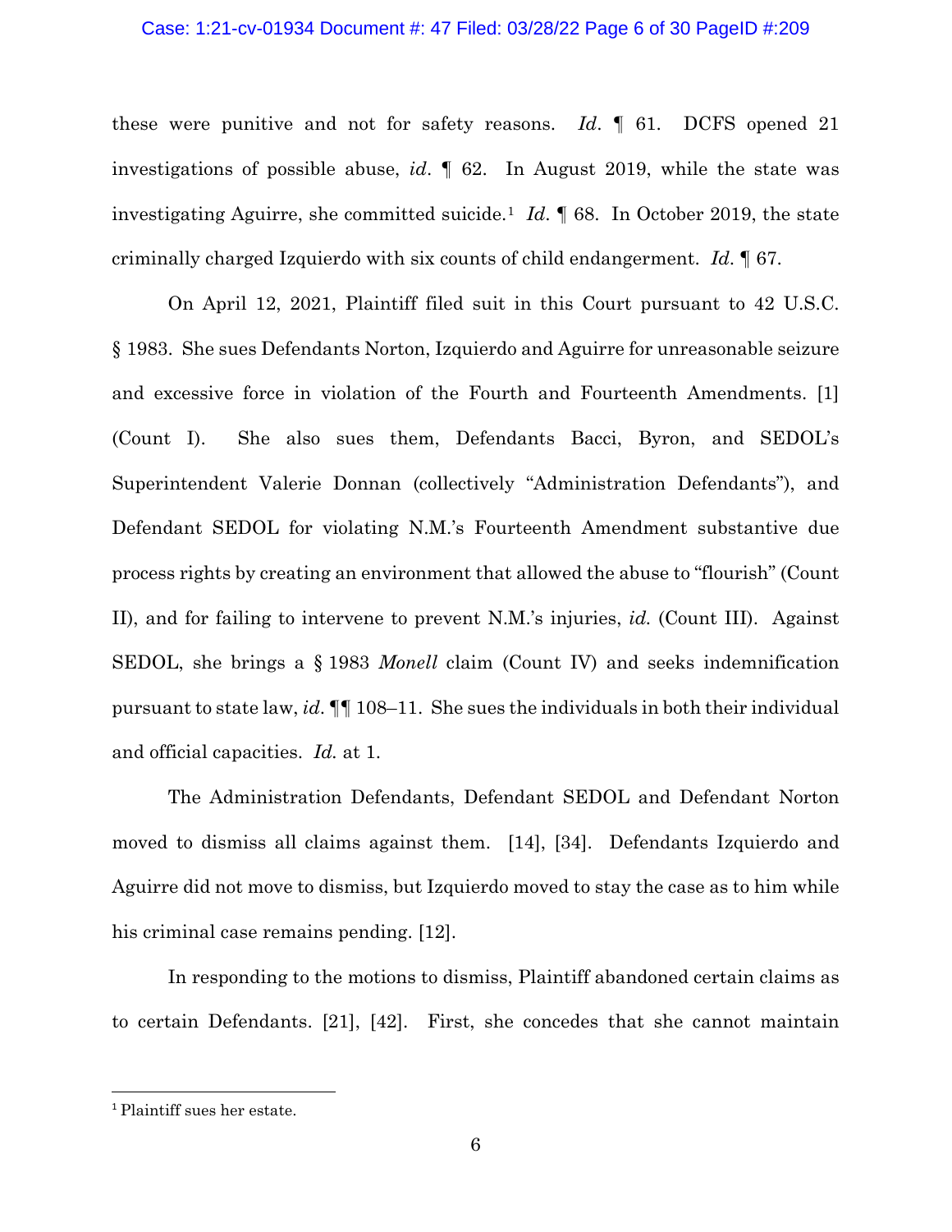these were punitive and not for safety reasons. *Id*. ¶ 61. DCFS opened 21 investigations of possible abuse, *id*. ¶ 62. In August 2019, while the state was investigating Aguirre, she committed suicide.[1] *Id*. ¶ 68. In October 2019, the state criminally charged Izquierdo with six counts of child endangerment. *Id*. ¶ 67.

On April 12, 2021, Plaintiff filed suit in this Court pursuant to 42 U.S.C. § 1983. She sues Defendants Norton, Izquierdo and Aguirre for unreasonable seizure and excessive force in violation of the Fourth and Fourteenth Amendments. [1] (Count I). She also sues them, Defendants Bacci, Byron, and SEDOL's Superintendent Valerie Donnan (collectively "Administration Defendants"), and Defendant SEDOL for violating N.M.'s Fourteenth Amendment substantive due process rights by creating an environment that allowed the abuse to "flourish" (Count II), and for failing to intervene to prevent N.M.'s injuries, *id.* (Count III). Against SEDOL, she brings a § 1983 *Monell* claim (Count IV) and seeks indemnification pursuant to state law, *id*. ¶¶ 108–11. She sues the individuals in both their individual and official capacities. *Id.* at 1.

The Administration Defendants, Defendant SEDOL and Defendant Norton moved to dismiss all claims against them. [14], [34]. Defendants Izquierdo and Aguirre did not move to dismiss, but Izquierdo moved to stay the case as to him while his criminal case remains pending. [12].

In responding to the motions to dismiss, Plaintiff abandoned certain claims as to certain Defendants. [21], [42]. First, she concedes that she cannot maintain

[1] Plaintiff sues her estate.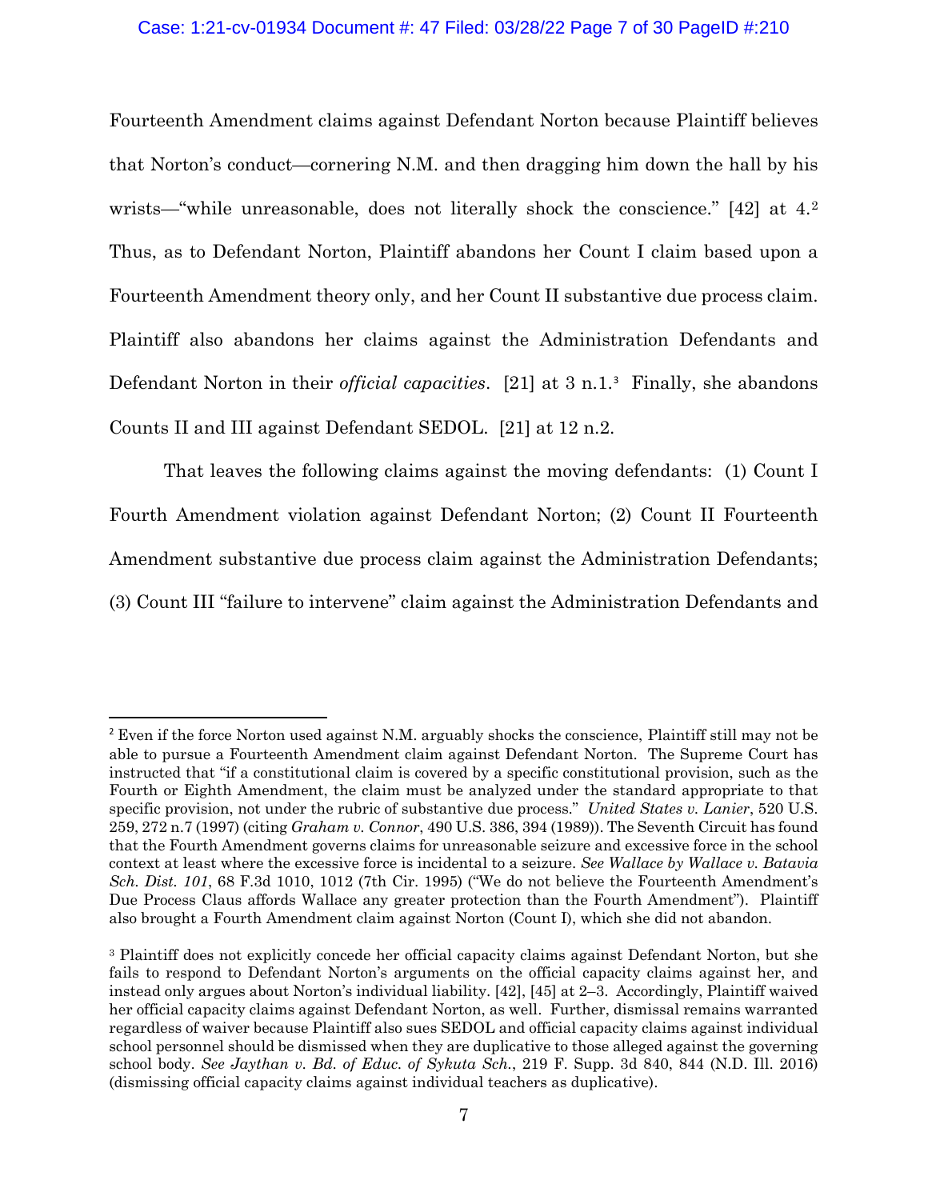Fourteenth Amendment claims against Defendant Norton because Plaintiff believes that Norton's conduct—cornering N.M. and then dragging him down the hall by his wrists—"while unreasonable, does not literally shock the conscience." [42] at 4.[2] Thus, as to Defendant Norton, Plaintiff abandons her Count I claim based upon a Fourteenth Amendment theory only, and her Count II substantive due process claim. Plaintiff also abandons her claims against the Administration Defendants and Defendant Norton in their *official capacities*. [21] at 3 n.1.[3] Finally, she abandons Counts II and III against Defendant SEDOL. [21] at 12 n.2.

That leaves the following claims against the moving defendants: (1) Count I Fourth Amendment violation against Defendant Norton; (2) Count II Fourteenth Amendment substantive due process claim against the Administration Defendants; (3) Count III "failure to intervene" claim against the Administration Defendants and

---

[2] Even if the force Norton used against N.M. arguably shocks the conscience, Plaintiff still may not be able to pursue a Fourteenth Amendment claim against Defendant Norton. The Supreme Court has instructed that "if a constitutional claim is covered by a specific constitutional provision, such as the Fourth or Eighth Amendment, the claim must be analyzed under the standard appropriate to that specific provision, not under the rubric of substantive due process." *United States v. Lanier*, 520 U.S. 259, 272 n.7 (1997) (citing *Graham v. Connor*, 490 U.S. 386, 394 (1989)). The Seventh Circuit has found that the Fourth Amendment governs claims for unreasonable seizure and excessive force in the school context at least where the excessive force is incidental to a seizure. *See Wallace by Wallace v. Batavia Sch. Dist. 101*, 68 F.3d 1010, 1012 (7th Cir. 1995) ("We do not believe the Fourteenth Amendment's Due Process Claus affords Wallace any greater protection than the Fourth Amendment"). Plaintiff also brought a Fourth Amendment claim against Norton (Count I), which she did not abandon.

[3] Plaintiff does not explicitly concede her official capacity claims against Defendant Norton, but she fails to respond to Defendant Norton's arguments on the official capacity claims against her, and instead only argues about Norton's individual liability. [42], [45] at 2–3. Accordingly, Plaintiff waived her official capacity claims against Defendant Norton, as well. Further, dismissal remains warranted regardless of waiver because Plaintiff also sues SEDOL and official capacity claims against individual school personnel should be dismissed when they are duplicative to those alleged against the governing school body. *See Jaythan v. Bd. of Educ. of Sykuta Sch.*, 219 F. Supp. 3d 840, 844 (N.D. Ill. 2016) (dismissing official capacity claims against individual teachers as duplicative).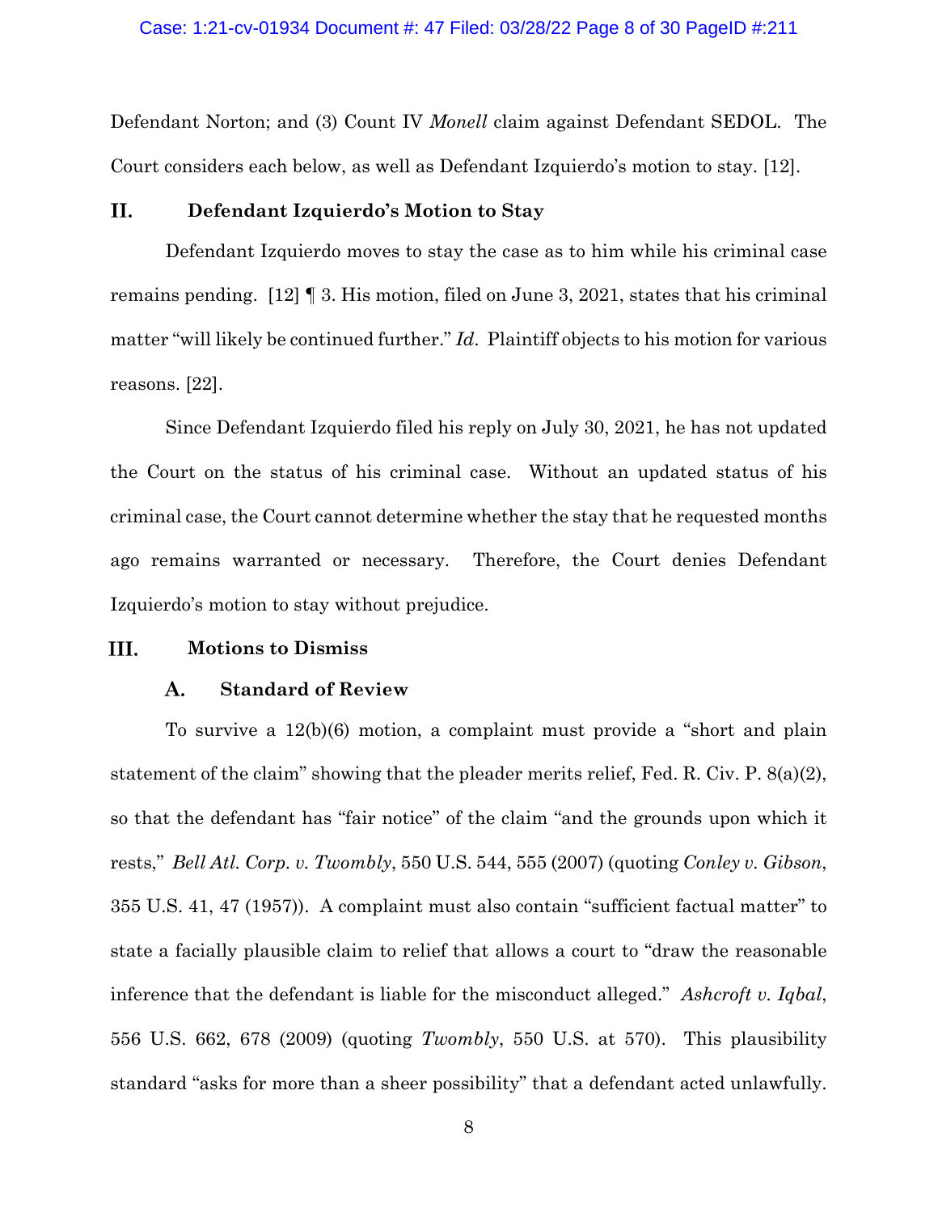Defendant Norton; and (3) Count IV *Monell* claim against Defendant SEDOL. The Court considers each below, as well as Defendant Izquierdo's motion to stay. [12].

## II. Defendant Izquierdo's Motion to Stay

Defendant Izquierdo moves to stay the case as to him while his criminal case remains pending. [12] ¶ 3. His motion, filed on June 3, 2021, states that his criminal matter "will likely be continued further." *Id*. Plaintiff objects to his motion for various reasons. [22].

Since Defendant Izquierdo filed his reply on July 30, 2021, he has not updated the Court on the status of his criminal case. Without an updated status of his criminal case, the Court cannot determine whether the stay that he requested months ago remains warranted or necessary. Therefore, the Court denies Defendant Izquierdo's motion to stay without prejudice.

## III. Motions to Dismiss

### A. Standard of Review

To survive a 12(b)(6) motion, a complaint must provide a "short and plain statement of the claim" showing that the pleader merits relief, Fed. R. Civ. P. 8(a)(2), so that the defendant has "fair notice" of the claim "and the grounds upon which it rests," *Bell Atl. Corp. v. Twombly*, 550 U.S. 544, 555 (2007) (quoting *Conley v. Gibson*, 355 U.S. 41, 47 (1957)). A complaint must also contain "sufficient factual matter" to state a facially plausible claim to relief that allows a court to "draw the reasonable inference that the defendant is liable for the misconduct alleged." *Ashcroft v. Iqbal*, 556 U.S. 662, 678 (2009) (quoting *Twombly*, 550 U.S. at 570). This plausibility standard "asks for more than a sheer possibility" that a defendant acted unlawfully.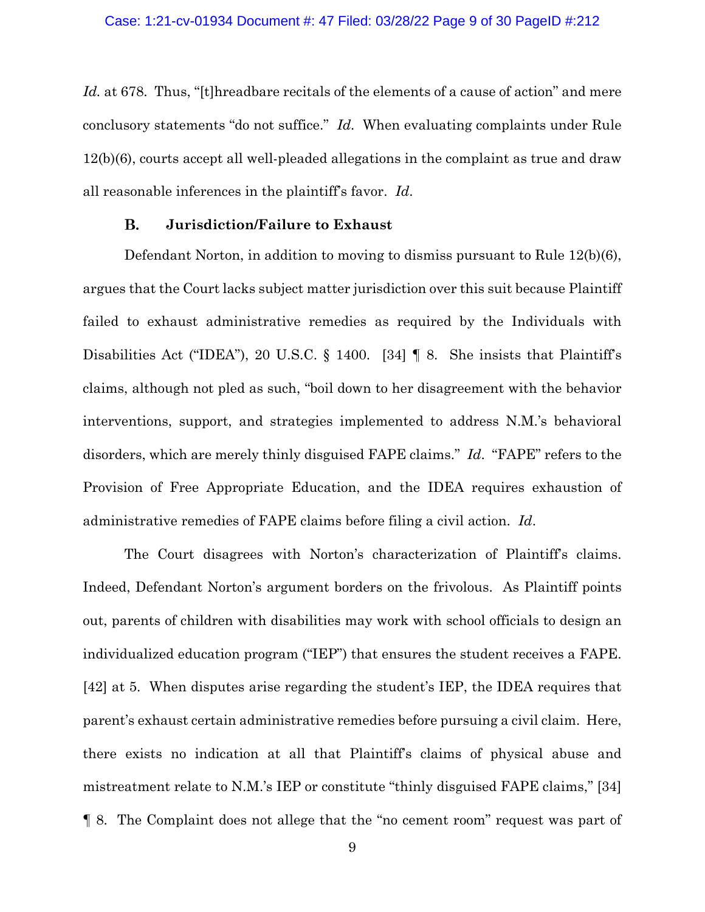*Id.* at 678. Thus, "[t]hreadbare recitals of the elements of a cause of action" and mere conclusory statements "do not suffice." *Id.* When evaluating complaints under Rule 12(b)(6), courts accept all well-pleaded allegations in the complaint as true and draw all reasonable inferences in the plaintiff's favor. *Id.*

### B. Jurisdiction/Failure to Exhaust

Defendant Norton, in addition to moving to dismiss pursuant to Rule 12(b)(6), argues that the Court lacks subject matter jurisdiction over this suit because Plaintiff failed to exhaust administrative remedies as required by the Individuals with Disabilities Act ("IDEA"), 20 U.S.C. § 1400. [34] ¶ 8. She insists that Plaintiff's claims, although not pled as such, "boil down to her disagreement with the behavior interventions, support, and strategies implemented to address N.M.'s behavioral disorders, which are merely thinly disguised FAPE claims." *Id.* "FAPE" refers to the Provision of Free Appropriate Education, and the IDEA requires exhaustion of administrative remedies of FAPE claims before filing a civil action. *Id.*

The Court disagrees with Norton's characterization of Plaintiff's claims. Indeed, Defendant Norton's argument borders on the frivolous. As Plaintiff points out, parents of children with disabilities may work with school officials to design an individualized education program ("IEP") that ensures the student receives a FAPE. [42] at 5. When disputes arise regarding the student's IEP, the IDEA requires that parent's exhaust certain administrative remedies before pursuing a civil claim. Here, there exists no indication at all that Plaintiff's claims of physical abuse and mistreatment relate to N.M.'s IEP or constitute "thinly disguised FAPE claims," [34] ¶ 8. The Complaint does not allege that the "no cement room" request was part of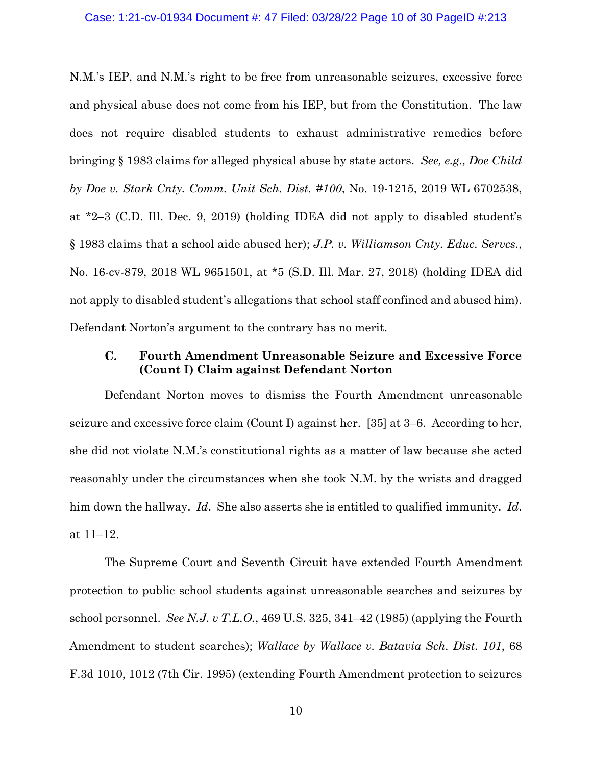N.M.'s IEP, and N.M.'s right to be free from unreasonable seizures, excessive force and physical abuse does not come from his IEP, but from the Constitution. The law does not require disabled students to exhaust administrative remedies before bringing § 1983 claims for alleged physical abuse by state actors. *See, e.g., Doe Child by Doe v. Stark Cnty. Comm. Unit Sch. Dist. #100*, No. 19-1215, 2019 WL 6702538, at *2–3 (C.D. Ill. Dec. 9, 2019) (holding IDEA did not apply to disabled student's § 1983 claims that a school aide abused her); *J.P. v. Williamson Cnty. Educ. Servcs.*, No. 16-cv-879, 2018 WL 9651501, at *5 (S.D. Ill. Mar. 27, 2018) (holding IDEA did not apply to disabled student's allegations that school staff confined and abused him). Defendant Norton's argument to the contrary has no merit.

### C. Fourth Amendment Unreasonable Seizure and Excessive Force (Count I) Claim against Defendant Norton

Defendant Norton moves to dismiss the Fourth Amendment unreasonable seizure and excessive force claim (Count I) against her. [35] at 3–6. According to her, she did not violate N.M.'s constitutional rights as a matter of law because she acted reasonably under the circumstances when she took N.M. by the wrists and dragged him down the hallway. *Id*. She also asserts she is entitled to qualified immunity. *Id*. at 11–12.

The Supreme Court and Seventh Circuit have extended Fourth Amendment protection to public school students against unreasonable searches and seizures by school personnel. *See N.J. v T.L.O.*, 469 U.S. 325, 341–42 (1985) (applying the Fourth Amendment to student searches); *Wallace by Wallace v. Batavia Sch. Dist. 101*, 68 F.3d 1010, 1012 (7th Cir. 1995) (extending Fourth Amendment protection to seizures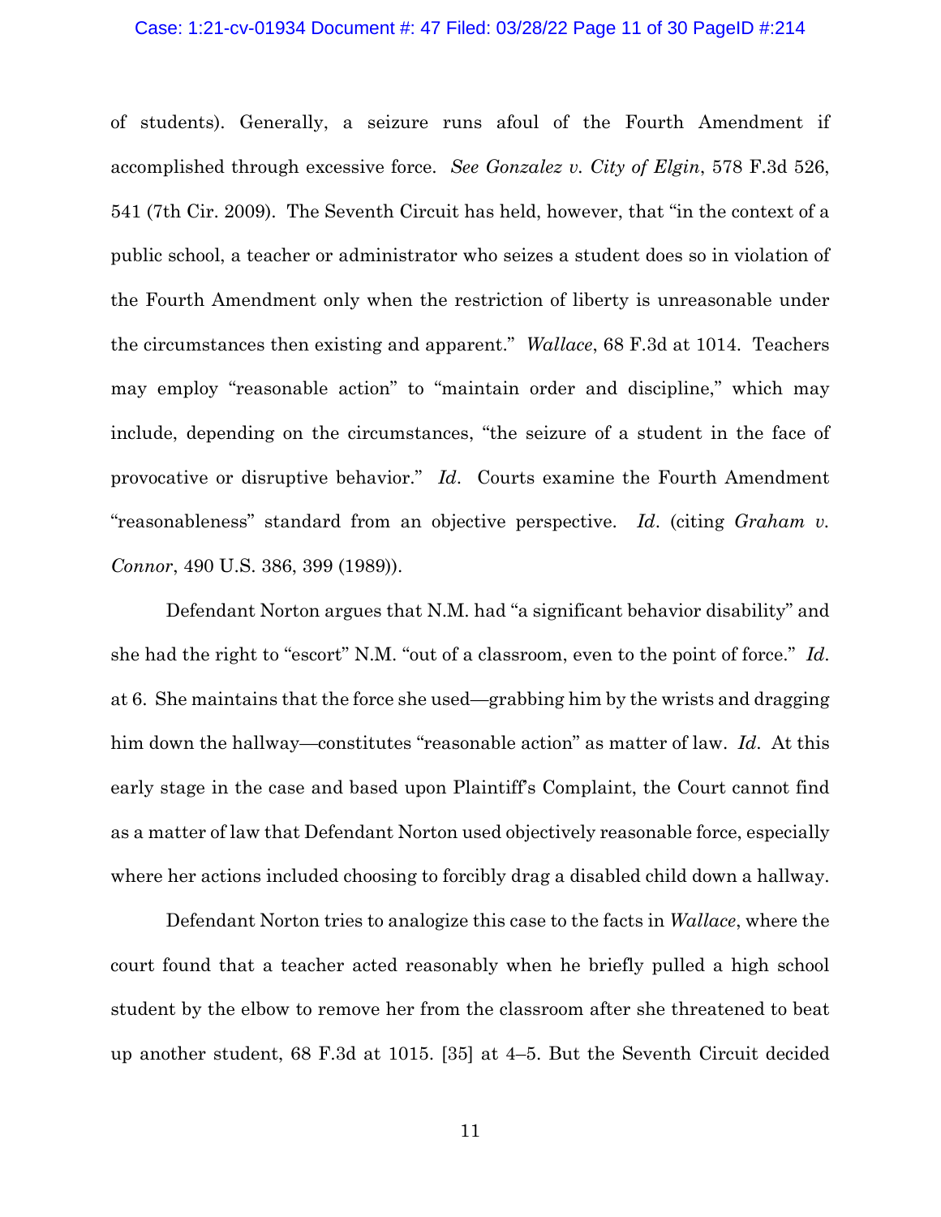of students). Generally, a seizure runs afoul of the Fourth Amendment if accomplished through excessive force. *See Gonzalez v. City of Elgin*, 578 F.3d 526, 541 (7th Cir. 2009). The Seventh Circuit has held, however, that "in the context of a public school, a teacher or administrator who seizes a student does so in violation of the Fourth Amendment only when the restriction of liberty is unreasonable under the circumstances then existing and apparent." *Wallace*, 68 F.3d at 1014. Teachers may employ "reasonable action" to "maintain order and discipline," which may include, depending on the circumstances, "the seizure of a student in the face of provocative or disruptive behavior." *Id*. Courts examine the Fourth Amendment "reasonableness" standard from an objective perspective. *Id*. (citing *Graham v. Connor*, 490 U.S. 386, 399 (1989)).

Defendant Norton argues that N.M. had "a significant behavior disability" and she had the right to "escort" N.M. "out of a classroom, even to the point of force." *Id*. at 6. She maintains that the force she used—grabbing him by the wrists and dragging him down the hallway—constitutes "reasonable action" as matter of law. *Id*. At this early stage in the case and based upon Plaintiff's Complaint, the Court cannot find as a matter of law that Defendant Norton used objectively reasonable force, especially where her actions included choosing to forcibly drag a disabled child down a hallway.

Defendant Norton tries to analogize this case to the facts in *Wallace*, where the court found that a teacher acted reasonably when he briefly pulled a high school student by the elbow to remove her from the classroom after she threatened to beat up another student, 68 F.3d at 1015. [35] at 4–5. But the Seventh Circuit decided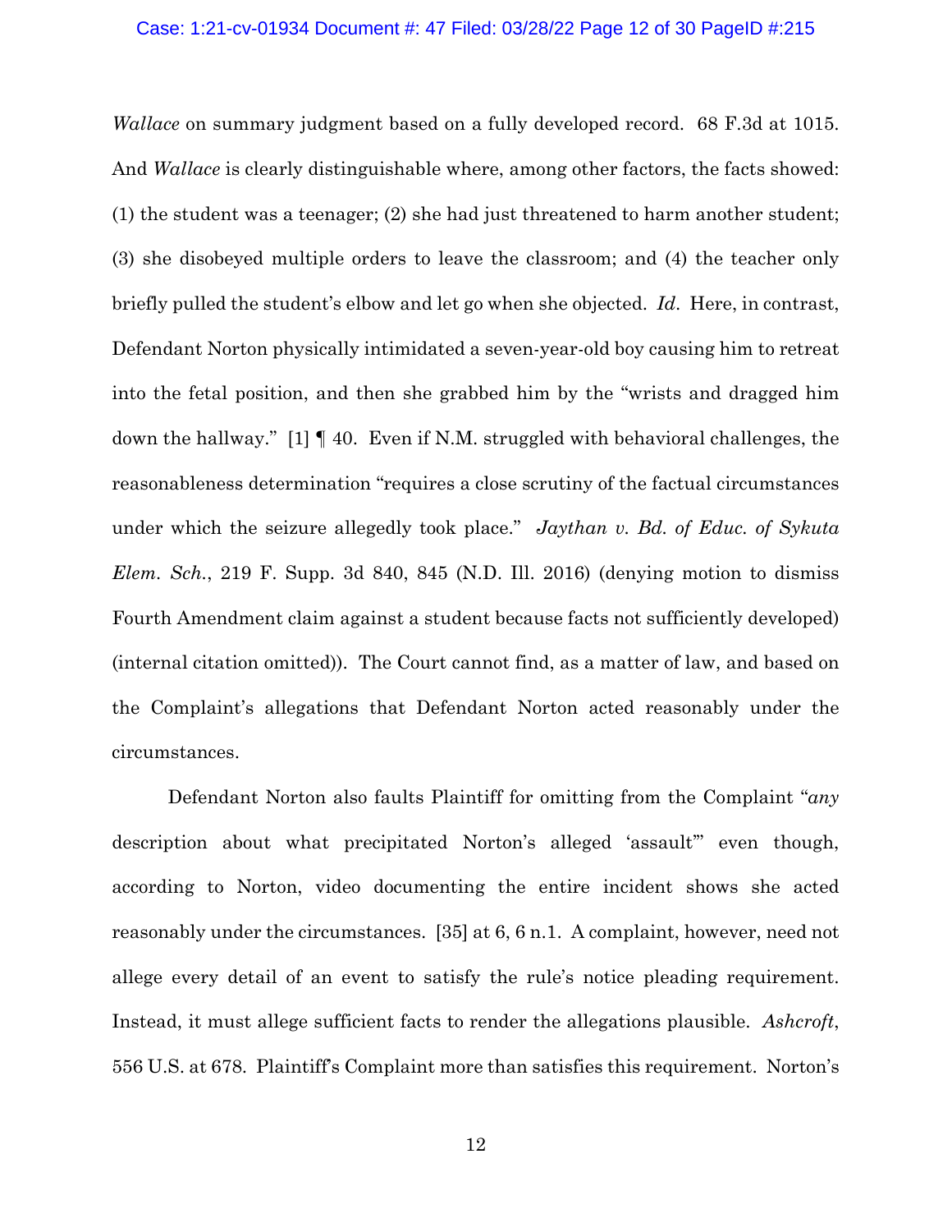*Wallace* on summary judgment based on a fully developed record. 68 F.3d at 1015. And *Wallace* is clearly distinguishable where, among other factors, the facts showed: (1) the student was a teenager; (2) she had just threatened to harm another student; (3) she disobeyed multiple orders to leave the classroom; and (4) the teacher only briefly pulled the student's elbow and let go when she objected. *Id*. Here, in contrast, Defendant Norton physically intimidated a seven-year-old boy causing him to retreat into the fetal position, and then she grabbed him by the "wrists and dragged him down the hallway." [1] ¶ 40. Even if N.M. struggled with behavioral challenges, the reasonableness determination "requires a close scrutiny of the factual circumstances under which the seizure allegedly took place." *Jaythan v. Bd. of Educ. of Sykuta Elem. Sch.*, 219 F. Supp. 3d 840, 845 (N.D. Ill. 2016) (denying motion to dismiss Fourth Amendment claim against a student because facts not sufficiently developed) (internal citation omitted)). The Court cannot find, as a matter of law, and based on the Complaint's allegations that Defendant Norton acted reasonably under the circumstances.

Defendant Norton also faults Plaintiff for omitting from the Complaint "*any* description about what precipitated Norton's alleged 'assault'" even though, according to Norton, video documenting the entire incident shows she acted reasonably under the circumstances. [35] at 6, 6 n.1. A complaint, however, need not allege every detail of an event to satisfy the rule's notice pleading requirement. Instead, it must allege sufficient facts to render the allegations plausible. *Ashcroft*, 556 U.S. at 678. Plaintiff's Complaint more than satisfies this requirement. Norton's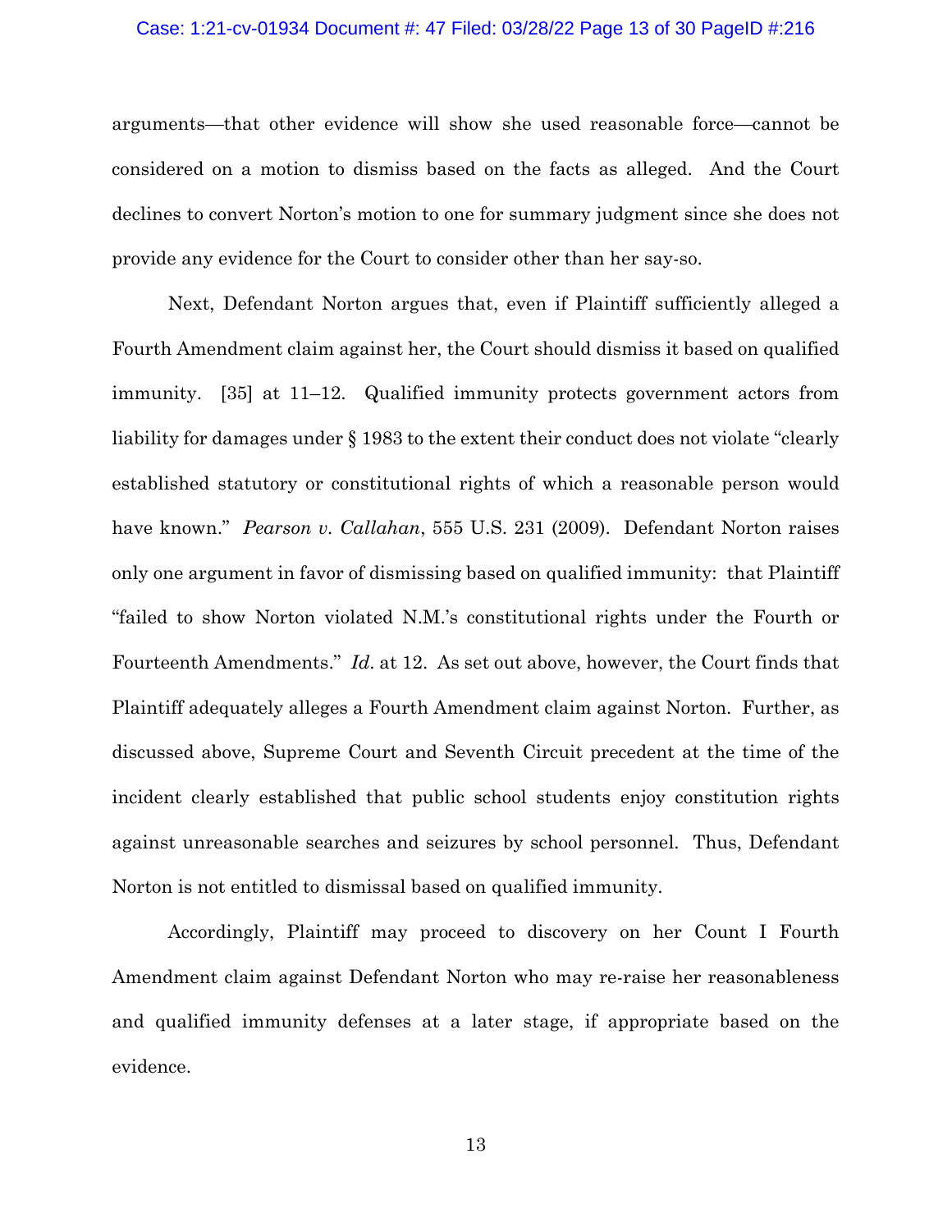arguments—that other evidence will show she used reasonable force—cannot be considered on a motion to dismiss based on the facts as alleged. And the Court declines to convert Norton's motion to one for summary judgment since she does not provide any evidence for the Court to consider other than her say-so.

Next, Defendant Norton argues that, even if Plaintiff sufficiently alleged a Fourth Amendment claim against her, the Court should dismiss it based on qualified immunity. [35] at 11–12. Qualified immunity protects government actors from liability for damages under § 1983 to the extent their conduct does not violate "clearly established statutory or constitutional rights of which a reasonable person would have known." *Pearson v. Callahan*, 555 U.S. 231 (2009). Defendant Norton raises only one argument in favor of dismissing based on qualified immunity: that Plaintiff "failed to show Norton violated N.M.'s constitutional rights under the Fourth or Fourteenth Amendments." *Id*. at 12. As set out above, however, the Court finds that Plaintiff adequately alleges a Fourth Amendment claim against Norton. Further, as discussed above, Supreme Court and Seventh Circuit precedent at the time of the incident clearly established that public school students enjoy constitution rights against unreasonable searches and seizures by school personnel. Thus, Defendant Norton is not entitled to dismissal based on qualified immunity.

Accordingly, Plaintiff may proceed to discovery on her Count I Fourth Amendment claim against Defendant Norton who may re-raise her reasonableness and qualified immunity defenses at a later stage, if appropriate based on the evidence.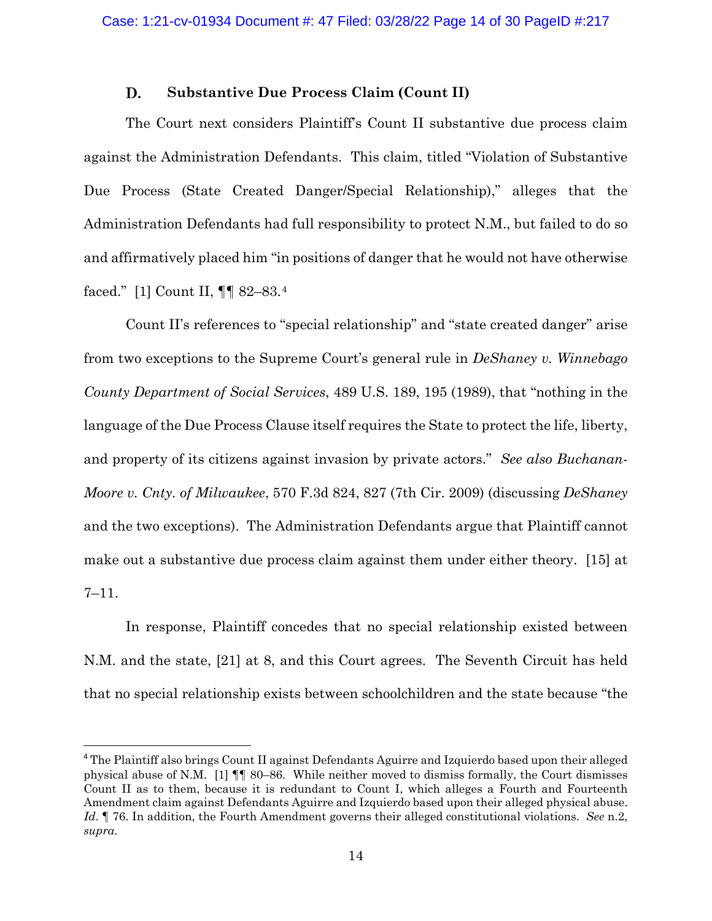### D. Substantive Due Process Claim (Count II)

The Court next considers Plaintiff's Count II substantive due process claim against the Administration Defendants. This claim, titled "Violation of Substantive Due Process (State Created Danger/Special Relationship)," alleges that the Administration Defendants had full responsibility to protect N.M., but failed to do so and affirmatively placed him "in positions of danger that he would not have otherwise faced." [1] Count II, ¶¶ 82–83.[4]

Count II's references to "special relationship" and "state created danger" arise from two exceptions to the Supreme Court's general rule in *DeShaney v. Winnebago County Department of Social Services*, 489 U.S. 189, 195 (1989), that "nothing in the language of the Due Process Clause itself requires the State to protect the life, liberty, and property of its citizens against invasion by private actors." *See also Buchanan-Moore v. Cnty. of Milwaukee*, 570 F.3d 824, 827 (7th Cir. 2009) (discussing *DeShaney* and the two exceptions). The Administration Defendants argue that Plaintiff cannot make out a substantive due process claim against them under either theory. [15] at 7–11.

In response, Plaintiff concedes that no special relationship existed between N.M. and the state, [21] at 8, and this Court agrees. The Seventh Circuit has held that no special relationship exists between schoolchildren and the state because "the

[4] The Plaintiff also brings Count II against Defendants Aguirre and Izquierdo based upon their alleged physical abuse of N.M. [1] ¶¶ 80–86. While neither moved to dismiss formally, the Court dismisses Count II as to them, because it is redundant to Count I, which alleges a Fourth and Fourteenth Amendment claim against Defendants Aguirre and Izquierdo based upon their alleged physical abuse. *Id.* ¶ 76. In addition, the Fourth Amendment governs their alleged constitutional violations. *See* n.2, *supra*.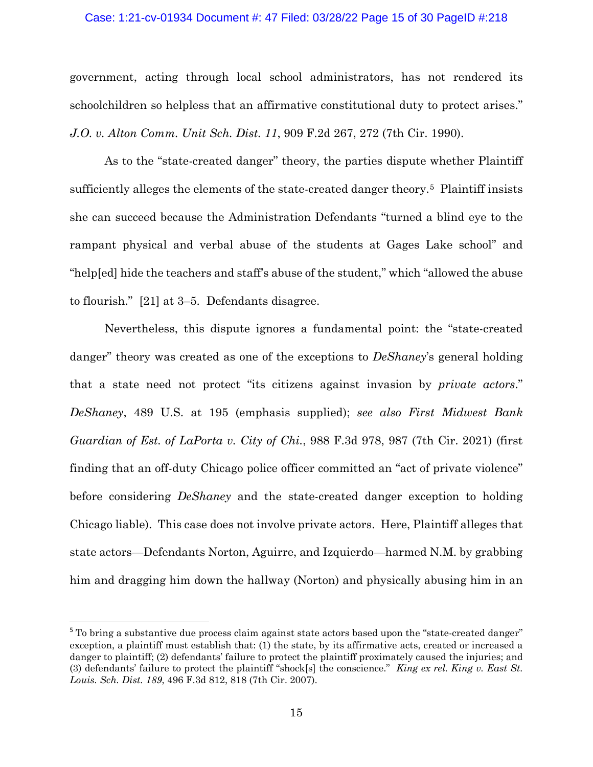government, acting through local school administrators, has not rendered its schoolchildren so helpless that an affirmative constitutional duty to protect arises." *J.O. v. Alton Comm. Unit Sch. Dist. 11*, 909 F.2d 267, 272 (7th Cir. 1990).

As to the "state-created danger" theory, the parties dispute whether Plaintiff sufficiently alleges the elements of the state-created danger theory.[5] Plaintiff insists she can succeed because the Administration Defendants "turned a blind eye to the rampant physical and verbal abuse of the students at Gages Lake school" and "help[ed] hide the teachers and staff's abuse of the student," which "allowed the abuse to flourish." [21] at 3–5. Defendants disagree.

Nevertheless, this dispute ignores a fundamental point: the "state-created danger" theory was created as one of the exceptions to *DeShaney*'s general holding that a state need not protect "its citizens against invasion by *private actors*." *DeShaney*, 489 U.S. at 195 (emphasis supplied); *see also First Midwest Bank Guardian of Est. of LaPorta v. City of Chi.*, 988 F.3d 978, 987 (7th Cir. 2021) (first finding that an off-duty Chicago police officer committed an "act of private violence" before considering *DeShaney* and the state-created danger exception to holding Chicago liable). This case does not involve private actors. Here, Plaintiff alleges that state actors—Defendants Norton, Aguirre, and Izquierdo—harmed N.M. by grabbing him and dragging him down the hallway (Norton) and physically abusing him in an

---

[5] To bring a substantive due process claim against state actors based upon the "state-created danger" exception, a plaintiff must establish that: (1) the state, by its affirmative acts, created or increased a danger to plaintiff; (2) defendants' failure to protect the plaintiff proximately caused the injuries; and (3) defendants' failure to protect the plaintiff "shock[s] the conscience." *King ex rel. King v. East St. Louis. Sch. Dist. 189*, 496 F.3d 812, 818 (7th Cir. 2007).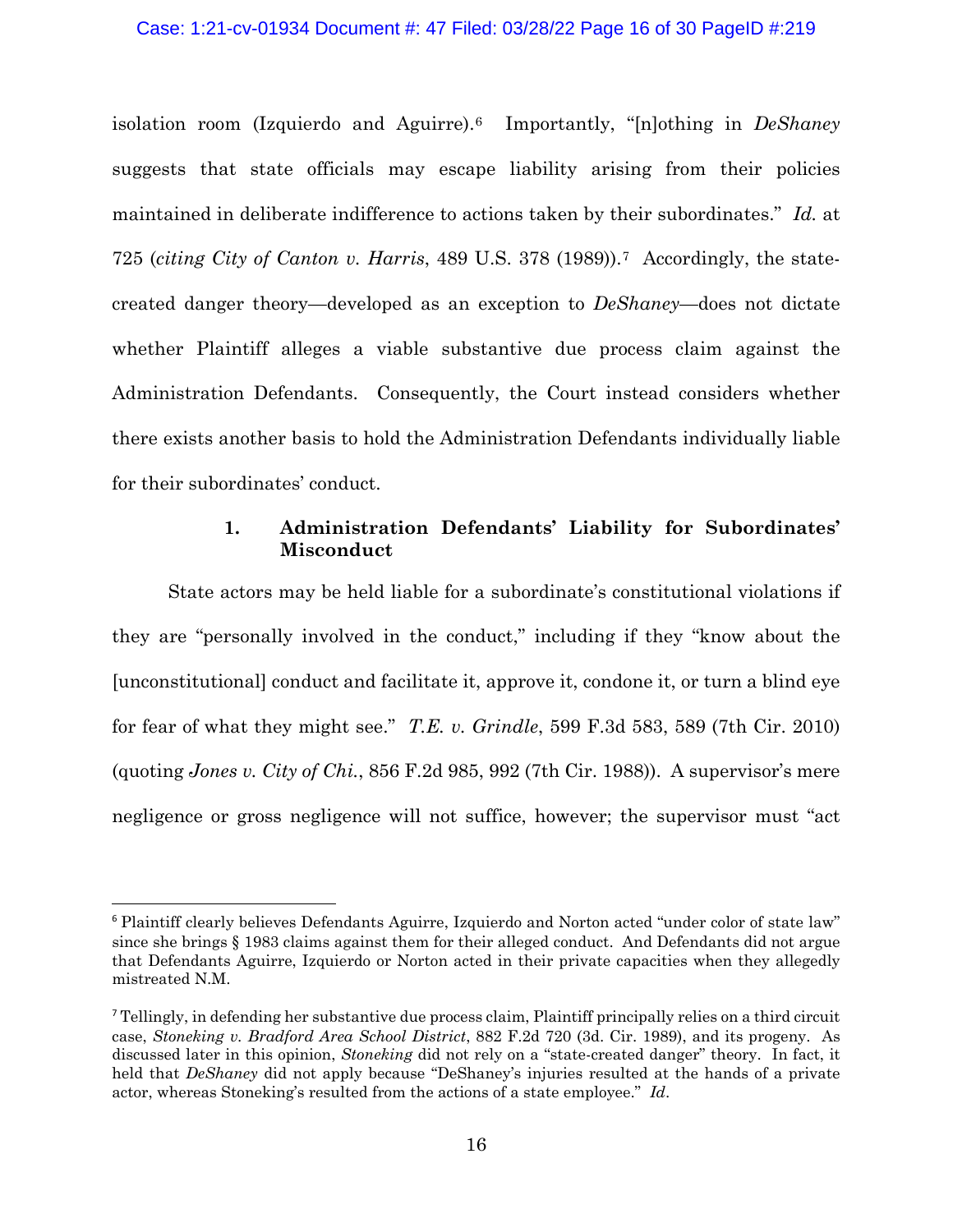isolation room (Izquierdo and Aguirre).[6] Importantly, "[n]othing in *DeShaney* suggests that state officials may escape liability arising from their policies maintained in deliberate indifference to actions taken by their subordinates." *Id.* at 725 (*citing City of Canton v. Harris*, 489 U.S. 378 (1989)).[7] Accordingly, the state-created danger theory—developed as an exception to *DeShaney*—does not dictate whether Plaintiff alleges a viable substantive due process claim against the Administration Defendants. Consequently, the Court instead considers whether there exists another basis to hold the Administration Defendants individually liable for their subordinates' conduct.

### 1. Administration Defendants' Liability for Subordinates' Misconduct

State actors may be held liable for a subordinate's constitutional violations if they are "personally involved in the conduct," including if they "know about the [unconstitutional] conduct and facilitate it, approve it, condone it, or turn a blind eye for fear of what they might see." *T.E. v. Grindle*, 599 F.3d 583, 589 (7th Cir. 2010) (quoting *Jones v. City of Chi.*, 856 F.2d 985, 992 (7th Cir. 1988)). A supervisor's mere negligence or gross negligence will not suffice, however; the supervisor must "act

---

[6] Plaintiff clearly believes Defendants Aguirre, Izquierdo and Norton acted "under color of state law" since she brings § 1983 claims against them for their alleged conduct. And Defendants did not argue that Defendants Aguirre, Izquierdo or Norton acted in their private capacities when they allegedly mistreated N.M.

[7] Tellingly, in defending her substantive due process claim, Plaintiff principally relies on a third circuit case, *Stoneking v. Bradford Area School District*, 882 F.2d 720 (3d. Cir. 1989), and its progeny. As discussed later in this opinion, *Stoneking* did not rely on a "state-created danger" theory. In fact, it held that *DeShaney* did not apply because "DeShaney's injuries resulted at the hands of a private actor, whereas Stoneking's resulted from the actions of a state employee." *Id*.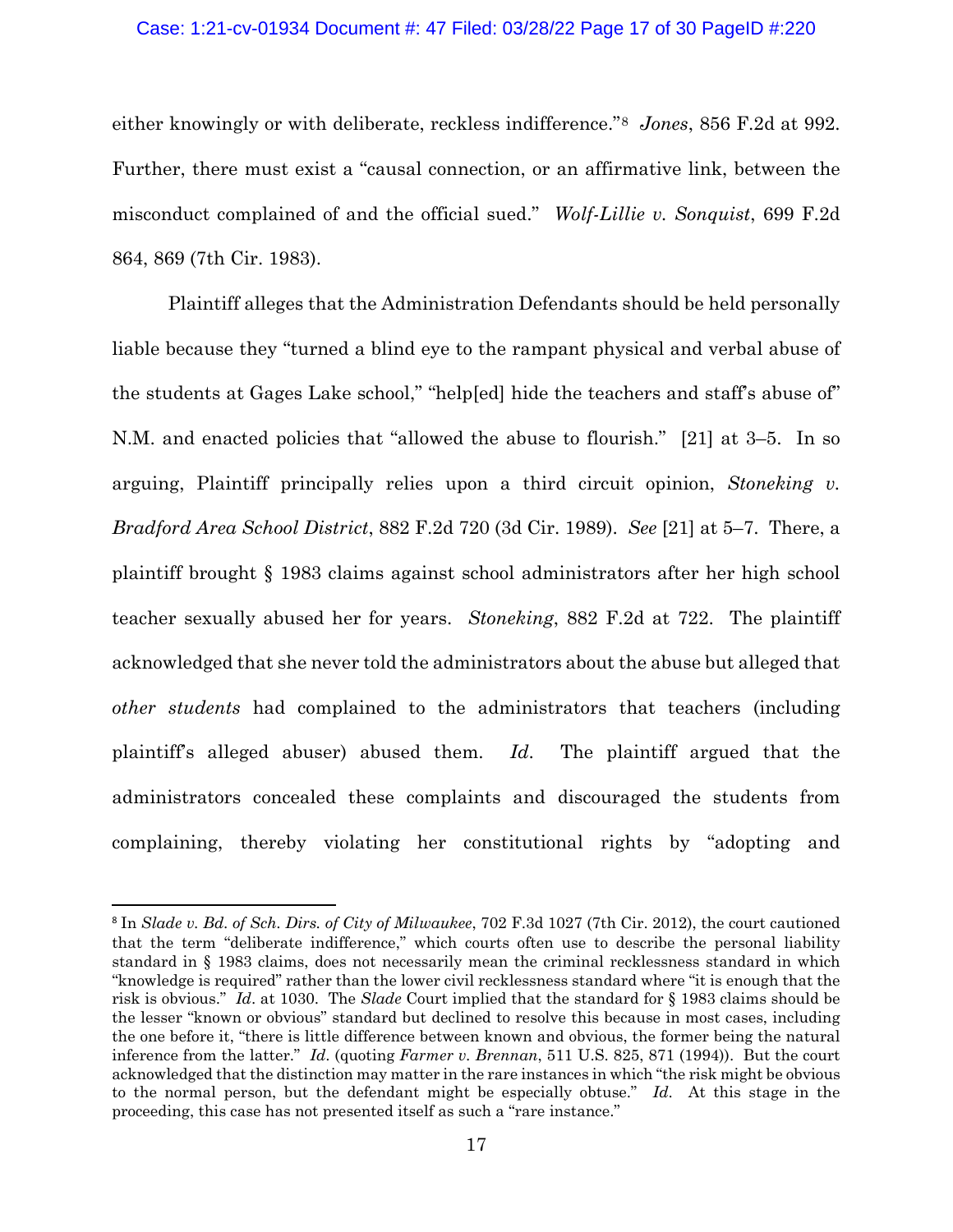either knowingly or with deliberate, reckless indifference."[8] *Jones*, 856 F.2d at 992. Further, there must exist a "causal connection, or an affirmative link, between the misconduct complained of and the official sued." *Wolf-Lillie v. Sonquist*, 699 F.2d 864, 869 (7th Cir. 1983).

Plaintiff alleges that the Administration Defendants should be held personally liable because they "turned a blind eye to the rampant physical and verbal abuse of the students at Gages Lake school," "help[ed] hide the teachers and staff's abuse of" N.M. and enacted policies that "allowed the abuse to flourish." [21] at 3–5. In so arguing, Plaintiff principally relies upon a third circuit opinion, *Stoneking v. Bradford Area School District*, 882 F.2d 720 (3d Cir. 1989). *See* [21] at 5–7. There, a plaintiff brought § 1983 claims against school administrators after her high school teacher sexually abused her for years. *Stoneking*, 882 F.2d at 722. The plaintiff acknowledged that she never told the administrators about the abuse but alleged that *other students* had complained to the administrators that teachers (including plaintiff's alleged abuser) abused them. *Id.* The plaintiff argued that the administrators concealed these complaints and discouraged the students from complaining, thereby violating her constitutional rights by "adopting and

---

[8] In *Slade v. Bd. of Sch. Dirs. of City of Milwaukee*, 702 F.3d 1027 (7th Cir. 2012), the court cautioned that the term "deliberate indifference," which courts often use to describe the personal liability standard in § 1983 claims, does not necessarily mean the criminal recklessness standard in which "knowledge is required" rather than the lower civil recklessness standard where "it is enough that the risk is obvious." *Id.* at 1030. The *Slade* Court implied that the standard for § 1983 claims should be the lesser "known or obvious" standard but declined to resolve this because in most cases, including the one before it, "there is little difference between known and obvious, the former being the natural inference from the latter." *Id.* (quoting *Farmer v. Brennan*, 511 U.S. 825, 871 (1994)). But the court acknowledged that the distinction may matter in the rare instances in which "the risk might be obvious to the normal person, but the defendant might be especially obtuse." *Id.* At this stage in the proceeding, this case has not presented itself as such a "rare instance."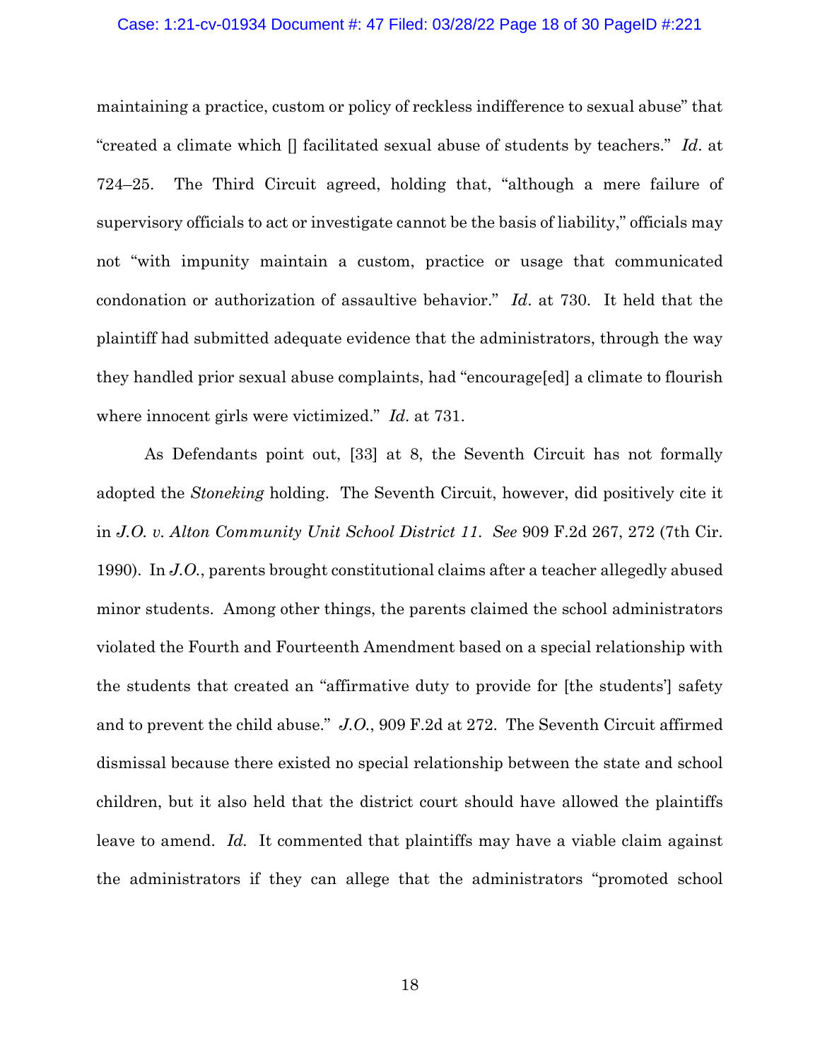maintaining a practice, custom or policy of reckless indifference to sexual abuse" that "created a climate which [] facilitated sexual abuse of students by teachers." *Id*. at 724–25. The Third Circuit agreed, holding that, "although a mere failure of supervisory officials to act or investigate cannot be the basis of liability," officials may not "with impunity maintain a custom, practice or usage that communicated condonation or authorization of assaultive behavior." *Id*. at 730. It held that the plaintiff had submitted adequate evidence that the administrators, through the way they handled prior sexual abuse complaints, had "encourage[ed] a climate to flourish where innocent girls were victimized." *Id*. at 731.

As Defendants point out, [33] at 8, the Seventh Circuit has not formally adopted the *Stoneking* holding. The Seventh Circuit, however, did positively cite it in *J.O. v. Alton Community Unit School District 11*. *See* 909 F.2d 267, 272 (7th Cir. 1990). In *J.O.*, parents brought constitutional claims after a teacher allegedly abused minor students. Among other things, the parents claimed the school administrators violated the Fourth and Fourteenth Amendment based on a special relationship with the students that created an "affirmative duty to provide for [the students'] safety and to prevent the child abuse." *J.O.*, 909 F.2d at 272. The Seventh Circuit affirmed dismissal because there existed no special relationship between the state and school children, but it also held that the district court should have allowed the plaintiffs leave to amend. *Id.* It commented that plaintiffs may have a viable claim against the administrators if they can allege that the administrators "promoted school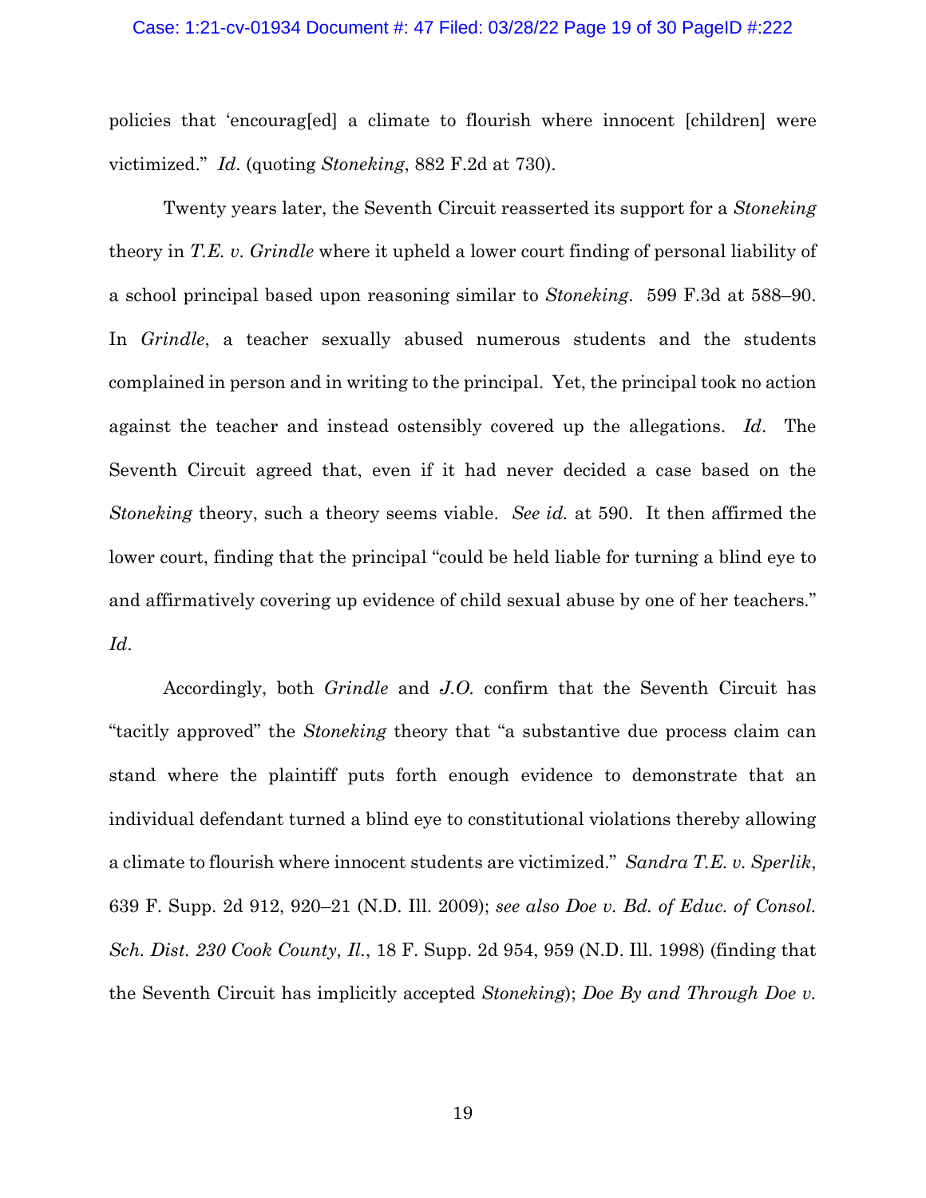policies that 'encourag[ed] a climate to flourish where innocent [children] were victimized." *Id*. (quoting *Stoneking*, 882 F.2d at 730).

Twenty years later, the Seventh Circuit reasserted its support for a *Stoneking* theory in *T.E. v. Grindle* where it upheld a lower court finding of personal liability of a school principal based upon reasoning similar to *Stoneking*. 599 F.3d at 588–90. In *Grindle*, a teacher sexually abused numerous students and the students complained in person and in writing to the principal. Yet, the principal took no action against the teacher and instead ostensibly covered up the allegations. *Id*. The Seventh Circuit agreed that, even if it had never decided a case based on the *Stoneking* theory, such a theory seems viable. *See id.* at 590. It then affirmed the lower court, finding that the principal "could be held liable for turning a blind eye to and affirmatively covering up evidence of child sexual abuse by one of her teachers." *Id*.

Accordingly, both *Grindle* and *J.O.* confirm that the Seventh Circuit has "tacitly approved" the *Stoneking* theory that "a substantive due process claim can stand where the plaintiff puts forth enough evidence to demonstrate that an individual defendant turned a blind eye to constitutional violations thereby allowing a climate to flourish where innocent students are victimized." *Sandra T.E. v. Sperlik*, 639 F. Supp. 2d 912, 920–21 (N.D. Ill. 2009); *see also Doe v. Bd. of Educ. of Consol. Sch. Dist. 230 Cook County, Il.*, 18 F. Supp. 2d 954, 959 (N.D. Ill. 1998) (finding that the Seventh Circuit has implicitly accepted *Stoneking*); *Doe By and Through Doe v.*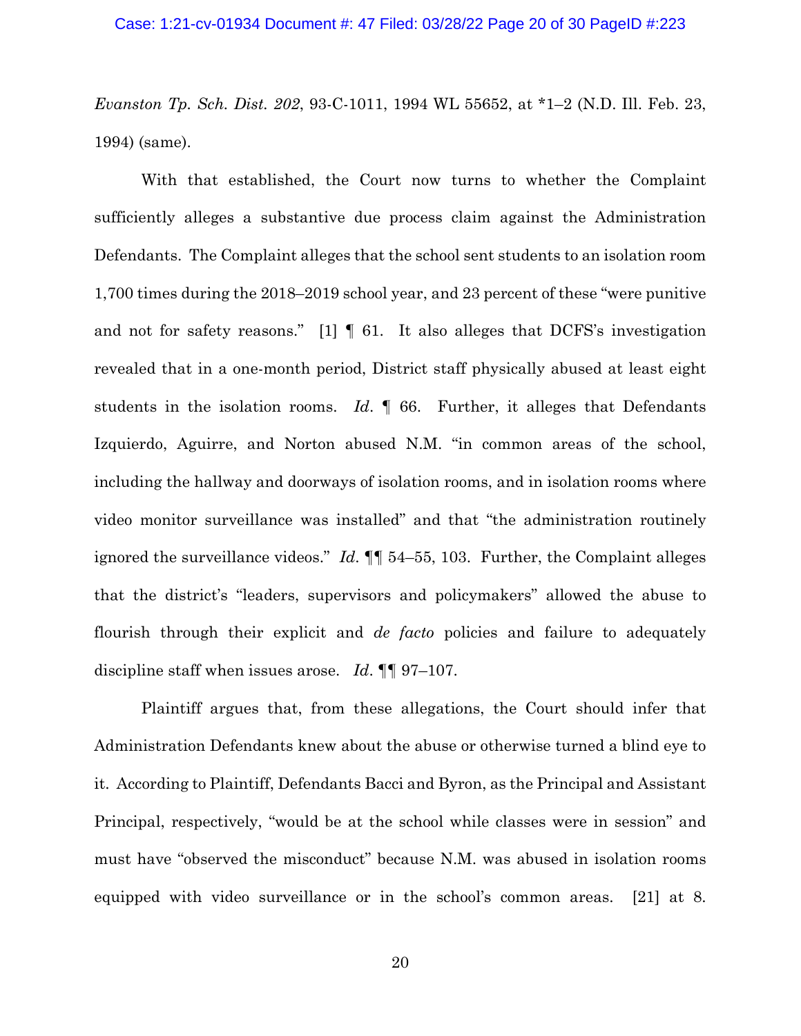*Evanston Tp. Sch. Dist. 202*, 93-C-1011, 1994 WL 55652, at *1–2 (N.D. Ill. Feb. 23, 1994) (same).

With that established, the Court now turns to whether the Complaint sufficiently alleges a substantive due process claim against the Administration Defendants. The Complaint alleges that the school sent students to an isolation room 1,700 times during the 2018–2019 school year, and 23 percent of these "were punitive and not for safety reasons." [1] ¶ 61. It also alleges that DCFS's investigation revealed that in a one-month period, District staff physically abused at least eight students in the isolation rooms. *Id*. ¶ 66. Further, it alleges that Defendants Izquierdo, Aguirre, and Norton abused N.M. "in common areas of the school, including the hallway and doorways of isolation rooms, and in isolation rooms where video monitor surveillance was installed" and that "the administration routinely ignored the surveillance videos." *Id*. ¶¶ 54–55, 103. Further, the Complaint alleges that the district's "leaders, supervisors and policymakers" allowed the abuse to flourish through their explicit and *de facto* policies and failure to adequately discipline staff when issues arose. *Id*. ¶¶ 97–107.

Plaintiff argues that, from these allegations, the Court should infer that Administration Defendants knew about the abuse or otherwise turned a blind eye to it. According to Plaintiff, Defendants Bacci and Byron, as the Principal and Assistant Principal, respectively, "would be at the school while classes were in session" and must have "observed the misconduct" because N.M. was abused in isolation rooms equipped with video surveillance or in the school's common areas. [21] at 8.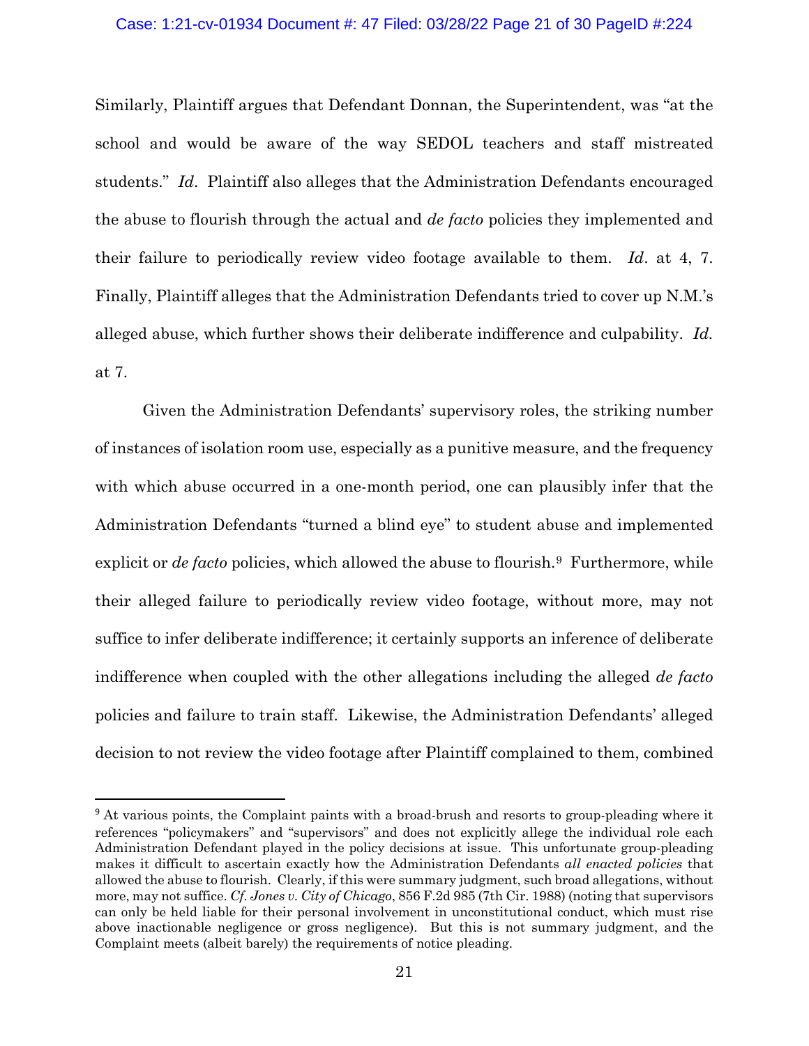Similarly, Plaintiff argues that Defendant Donnan, the Superintendent, was "at the school and would be aware of the way SEDOL teachers and staff mistreated students." *Id*. Plaintiff also alleges that the Administration Defendants encouraged the abuse to flourish through the actual and *de facto* policies they implemented and their failure to periodically review video footage available to them. *Id*. at 4, 7. Finally, Plaintiff alleges that the Administration Defendants tried to cover up N.M.'s alleged abuse, which further shows their deliberate indifference and culpability. *Id.* at 7.

Given the Administration Defendants' supervisory roles, the striking number of instances of isolation room use, especially as a punitive measure, and the frequency with which abuse occurred in a one-month period, one can plausibly infer that the Administration Defendants "turned a blind eye" to student abuse and implemented explicit or *de facto* policies, which allowed the abuse to flourish.[9] Furthermore, while their alleged failure to periodically review video footage, without more, may not suffice to infer deliberate indifference; it certainly supports an inference of deliberate indifference when coupled with the other allegations including the alleged *de facto* policies and failure to train staff. Likewise, the Administration Defendants' alleged decision to not review the video footage after Plaintiff complained to them, combined

[9] At various points, the Complaint paints with a broad-brush and resorts to group-pleading where it references "policymakers" and "supervisors" and does not explicitly allege the individual role each Administration Defendant played in the policy decisions at issue. This unfortunate group-pleading makes it difficult to ascertain exactly how the Administration Defendants *all enacted policies* that allowed the abuse to flourish. Clearly, if this were summary judgment, such broad allegations, without more, may not suffice. *Cf. Jones v. City of Chicago*, 856 F.2d 985 (7th Cir. 1988) (noting that supervisors can only be held liable for their personal involvement in unconstitutional conduct, which must rise above inactionable negligence or gross negligence). But this is not summary judgment, and the Complaint meets (albeit barely) the requirements of notice pleading.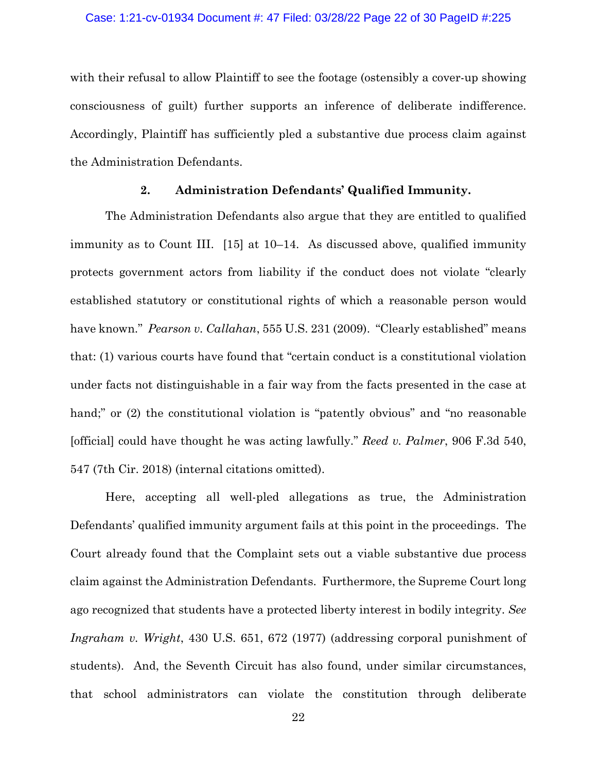with their refusal to allow Plaintiff to see the footage (ostensibly a cover-up showing consciousness of guilt) further supports an inference of deliberate indifference. Accordingly, Plaintiff has sufficiently pled a substantive due process claim against the Administration Defendants.

### 2. Administration Defendants' Qualified Immunity.

The Administration Defendants also argue that they are entitled to qualified immunity as to Count III. [15] at 10–14. As discussed above, qualified immunity protects government actors from liability if the conduct does not violate "clearly established statutory or constitutional rights of which a reasonable person would have known." *Pearson v. Callahan*, 555 U.S. 231 (2009). "Clearly established" means that: (1) various courts have found that "certain conduct is a constitutional violation under facts not distinguishable in a fair way from the facts presented in the case at hand;" or (2) the constitutional violation is "patently obvious" and "no reasonable [official] could have thought he was acting lawfully." *Reed v. Palmer*, 906 F.3d 540, 547 (7th Cir. 2018) (internal citations omitted).

Here, accepting all well-pled allegations as true, the Administration Defendants' qualified immunity argument fails at this point in the proceedings. The Court already found that the Complaint sets out a viable substantive due process claim against the Administration Defendants. Furthermore, the Supreme Court long ago recognized that students have a protected liberty interest in bodily integrity. *See Ingraham v. Wright*, 430 U.S. 651, 672 (1977) (addressing corporal punishment of students). And, the Seventh Circuit has also found, under similar circumstances, that school administrators can violate the constitution through deliberate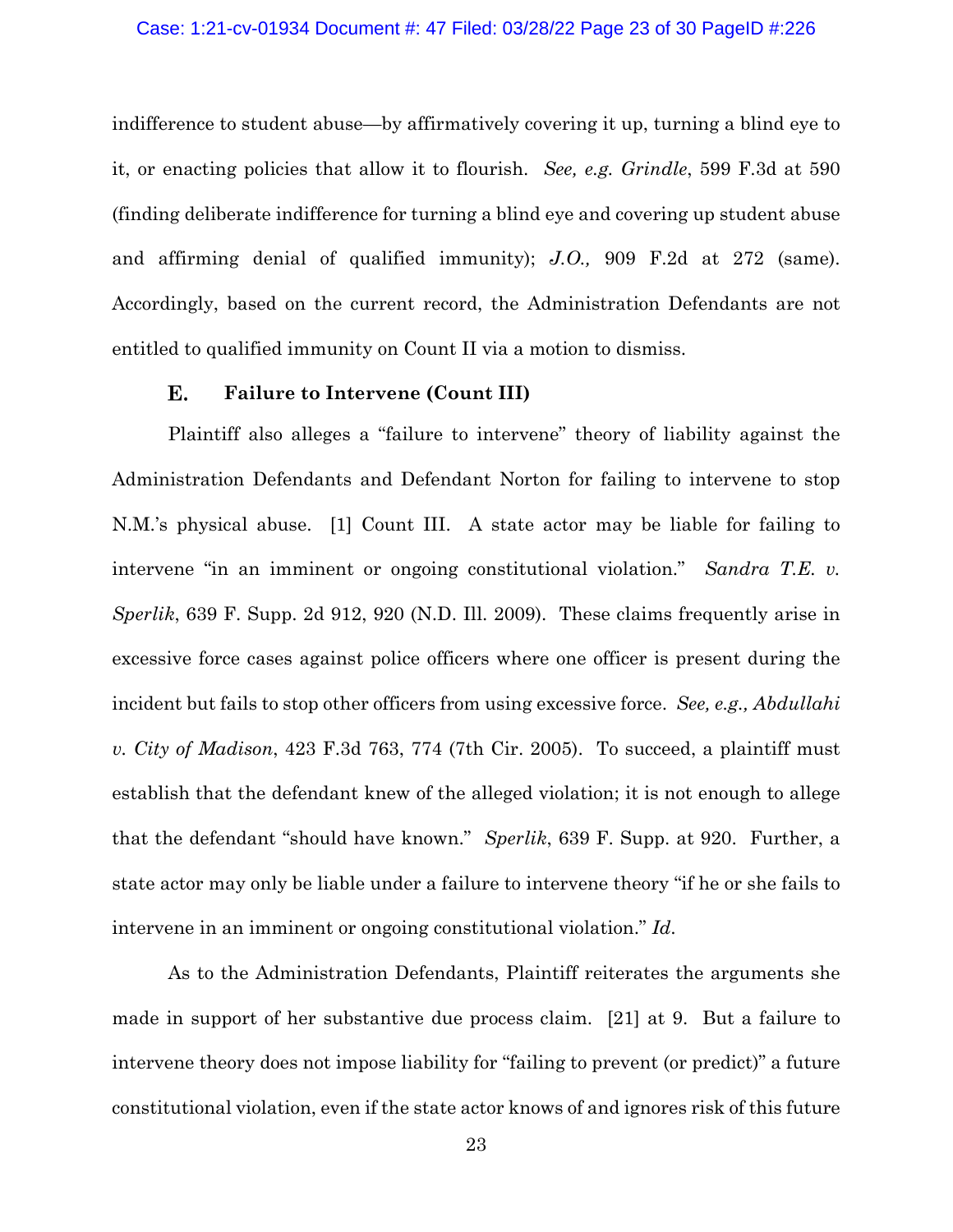indifference to student abuse—by affirmatively covering it up, turning a blind eye to it, or enacting policies that allow it to flourish. *See, e.g. Grindle*, 599 F.3d at 590 (finding deliberate indifference for turning a blind eye and covering up student abuse and affirming denial of qualified immunity); *J.O.,* 909 F.2d at 272 (same). Accordingly, based on the current record, the Administration Defendants are not entitled to qualified immunity on Count II via a motion to dismiss.

### E. Failure to Intervene (Count III)

Plaintiff also alleges a "failure to intervene" theory of liability against the Administration Defendants and Defendant Norton for failing to intervene to stop N.M.'s physical abuse. [1] Count III. A state actor may be liable for failing to intervene "in an imminent or ongoing constitutional violation." *Sandra T.E. v. Sperlik*, 639 F. Supp. 2d 912, 920 (N.D. Ill. 2009). These claims frequently arise in excessive force cases against police officers where one officer is present during the incident but fails to stop other officers from using excessive force. *See, e.g., Abdullahi v. City of Madison*, 423 F.3d 763, 774 (7th Cir. 2005). To succeed, a plaintiff must establish that the defendant knew of the alleged violation; it is not enough to allege that the defendant "should have known." *Sperlik*, 639 F. Supp. at 920. Further, a state actor may only be liable under a failure to intervene theory "if he or she fails to intervene in an imminent or ongoing constitutional violation." *Id*.

As to the Administration Defendants, Plaintiff reiterates the arguments she made in support of her substantive due process claim. [21] at 9. But a failure to intervene theory does not impose liability for "failing to prevent (or predict)" a future constitutional violation, even if the state actor knows of and ignores risk of this future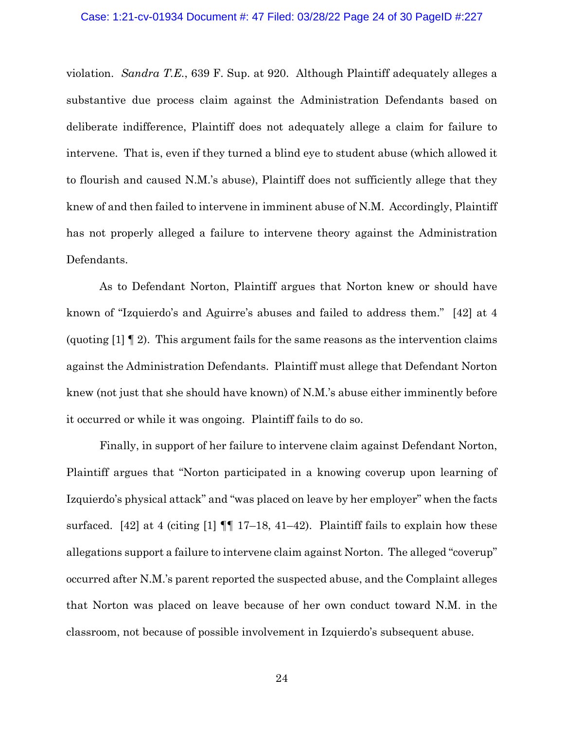violation. *Sandra T.E.*, 639 F. Sup. at 920. Although Plaintiff adequately alleges a substantive due process claim against the Administration Defendants based on deliberate indifference, Plaintiff does not adequately allege a claim for failure to intervene. That is, even if they turned a blind eye to student abuse (which allowed it to flourish and caused N.M.'s abuse), Plaintiff does not sufficiently allege that they knew of and then failed to intervene in imminent abuse of N.M. Accordingly, Plaintiff has not properly alleged a failure to intervene theory against the Administration Defendants.

As to Defendant Norton, Plaintiff argues that Norton knew or should have known of "Izquierdo's and Aguirre's abuses and failed to address them." [42] at 4 (quoting [1] ¶ 2). This argument fails for the same reasons as the intervention claims against the Administration Defendants. Plaintiff must allege that Defendant Norton knew (not just that she should have known) of N.M.'s abuse either imminently before it occurred or while it was ongoing. Plaintiff fails to do so.

Finally, in support of her failure to intervene claim against Defendant Norton, Plaintiff argues that "Norton participated in a knowing coverup upon learning of Izquierdo's physical attack" and "was placed on leave by her employer" when the facts surfaced. [42] at 4 (citing [1] ¶¶ 17–18, 41–42). Plaintiff fails to explain how these allegations support a failure to intervene claim against Norton. The alleged "coverup" occurred after N.M.'s parent reported the suspected abuse, and the Complaint alleges that Norton was placed on leave because of her own conduct toward N.M. in the classroom, not because of possible involvement in Izquierdo's subsequent abuse.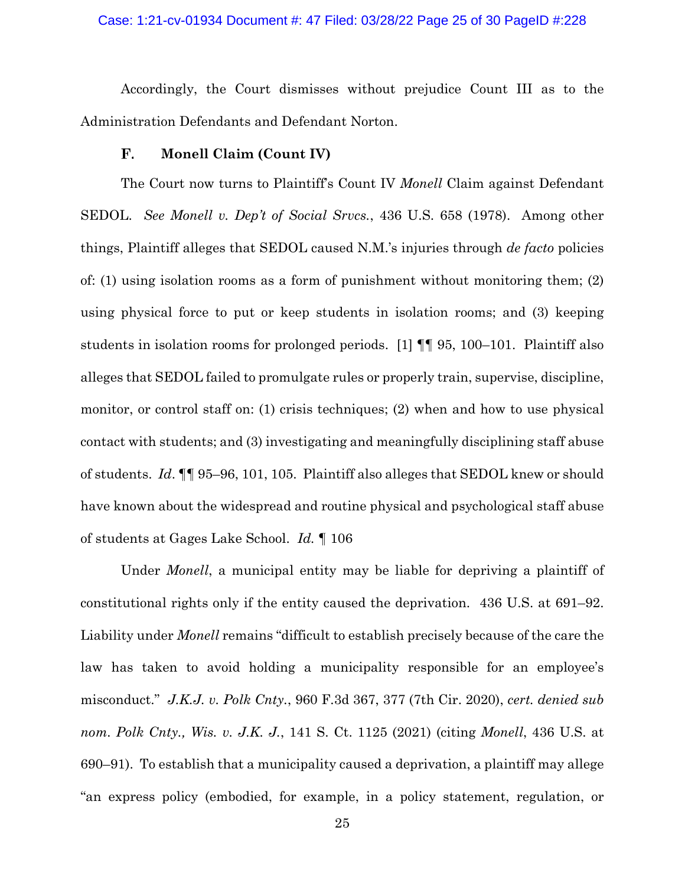Accordingly, the Court dismisses without prejudice Count III as to the Administration Defendants and Defendant Norton.

### F. Monell Claim (Count IV)

The Court now turns to Plaintiff's Count IV *Monell* Claim against Defendant SEDOL. *See Monell v. Dep't of Social Srvcs.*, 436 U.S. 658 (1978). Among other things, Plaintiff alleges that SEDOL caused N.M.'s injuries through *de facto* policies of: (1) using isolation rooms as a form of punishment without monitoring them; (2) using physical force to put or keep students in isolation rooms; and (3) keeping students in isolation rooms for prolonged periods. [1] ¶¶ 95, 100–101. Plaintiff also alleges that SEDOL failed to promulgate rules or properly train, supervise, discipline, monitor, or control staff on: (1) crisis techniques; (2) when and how to use physical contact with students; and (3) investigating and meaningfully disciplining staff abuse of students. *Id*. ¶¶ 95–96, 101, 105. Plaintiff also alleges that SEDOL knew or should have known about the widespread and routine physical and psychological staff abuse of students at Gages Lake School. *Id.* ¶ 106

Under *Monell*, a municipal entity may be liable for depriving a plaintiff of constitutional rights only if the entity caused the deprivation. 436 U.S. at 691–92. Liability under *Monell* remains "difficult to establish precisely because of the care the law has taken to avoid holding a municipality responsible for an employee's misconduct." *J.K.J. v. Polk Cnty.*, 960 F.3d 367, 377 (7th Cir. 2020), *cert. denied sub nom*. *Polk Cnty., Wis. v. J.K. J.*, 141 S. Ct. 1125 (2021) (citing *Monell*, 436 U.S. at 690–91). To establish that a municipality caused a deprivation, a plaintiff may allege "an express policy (embodied, for example, in a policy statement, regulation, or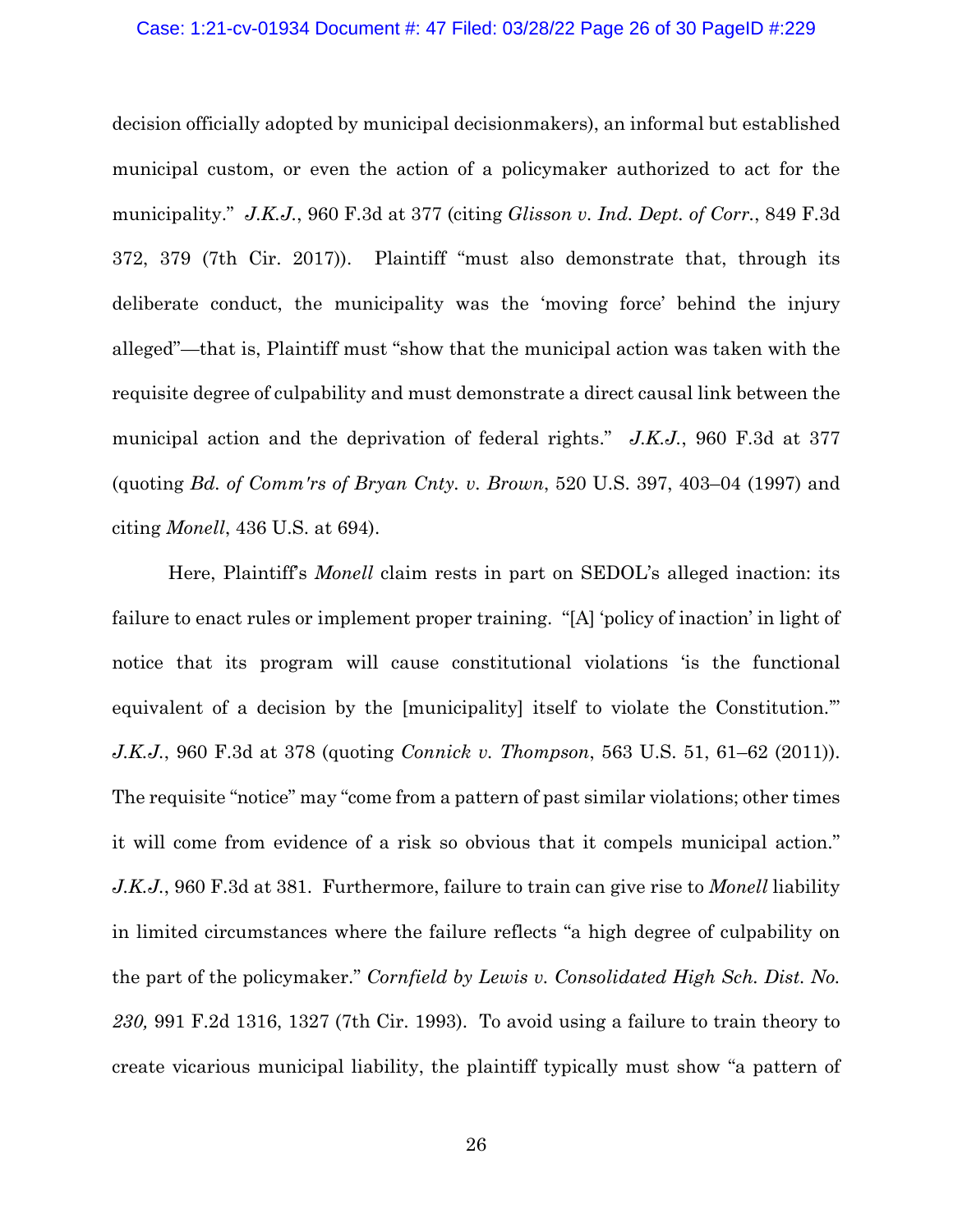decision officially adopted by municipal decisionmakers), an informal but established municipal custom, or even the action of a policymaker authorized to act for the municipality." *J.K.J.*, 960 F.3d at 377 (citing *Glisson v. Ind. Dept. of Corr.*, 849 F.3d 372, 379 (7th Cir. 2017)). Plaintiff "must also demonstrate that, through its deliberate conduct, the municipality was the 'moving force' behind the injury alleged"—that is, Plaintiff must "show that the municipal action was taken with the requisite degree of culpability and must demonstrate a direct causal link between the municipal action and the deprivation of federal rights." *J.K.J.*, 960 F.3d at 377 (quoting *Bd. of Comm'rs of Bryan Cnty. v. Brown*, 520 U.S. 397, 403–04 (1997) and citing *Monell*, 436 U.S. at 694).

Here, Plaintiff's *Monell* claim rests in part on SEDOL's alleged inaction: its failure to enact rules or implement proper training. "[A] 'policy of inaction' in light of notice that its program will cause constitutional violations 'is the functional equivalent of a decision by the [municipality] itself to violate the Constitution.'" *J.K.J.*, 960 F.3d at 378 (quoting *Connick v. Thompson*, 563 U.S. 51, 61–62 (2011)). The requisite "notice" may "come from a pattern of past similar violations; other times it will come from evidence of a risk so obvious that it compels municipal action." *J.K.J.*, 960 F.3d at 381. Furthermore, failure to train can give rise to *Monell* liability in limited circumstances where the failure reflects "a high degree of culpability on the part of the policymaker." *Cornfield by Lewis v. Consolidated High Sch. Dist. No. 230,* 991 F.2d 1316, 1327 (7th Cir. 1993). To avoid using a failure to train theory to create vicarious municipal liability, the plaintiff typically must show "a pattern of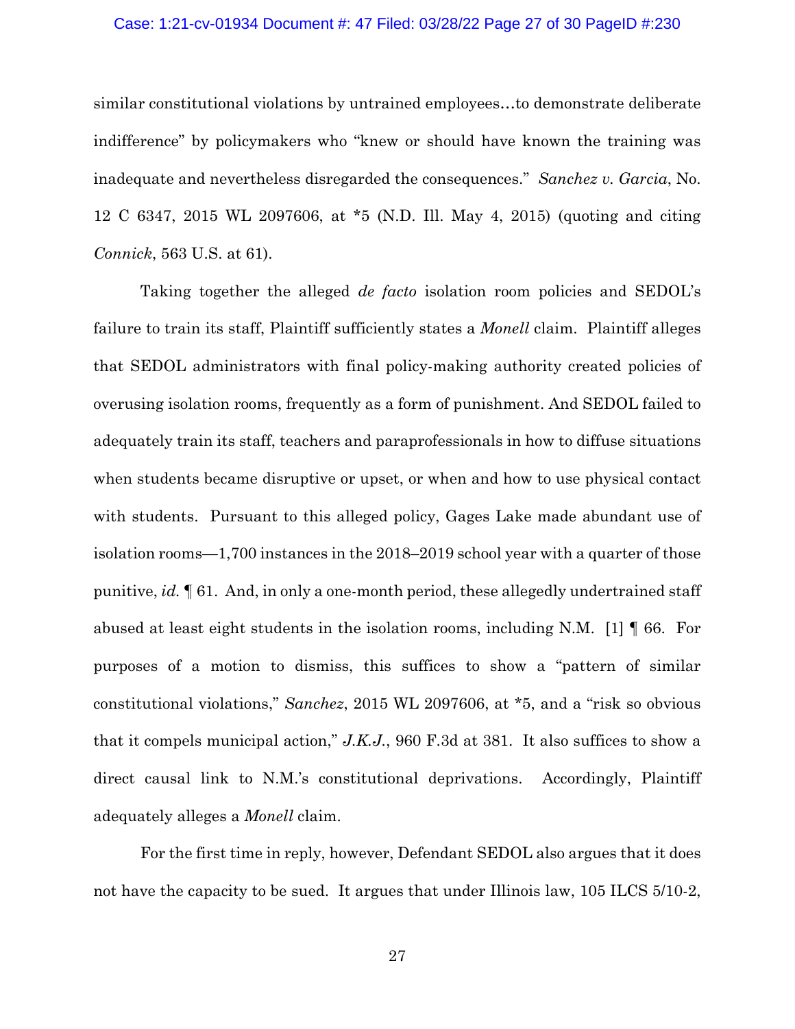similar constitutional violations by untrained employees…to demonstrate deliberate indifference" by policymakers who "knew or should have known the training was inadequate and nevertheless disregarded the consequences." *Sanchez v. Garcia*, No. 12 C 6347, 2015 WL 2097606, at *5 (N.D. Ill. May 4, 2015) (quoting and citing *Connick*, 563 U.S. at 61).

Taking together the alleged *de facto* isolation room policies and SEDOL's failure to train its staff, Plaintiff sufficiently states a *Monell* claim. Plaintiff alleges that SEDOL administrators with final policy-making authority created policies of overusing isolation rooms, frequently as a form of punishment. And SEDOL failed to adequately train its staff, teachers and paraprofessionals in how to diffuse situations when students became disruptive or upset, or when and how to use physical contact with students. Pursuant to this alleged policy, Gages Lake made abundant use of isolation rooms—1,700 instances in the 2018–2019 school year with a quarter of those punitive, *id.* ¶ 61. And, in only a one-month period, these allegedly undertrained staff abused at least eight students in the isolation rooms, including N.M. [1] ¶ 66. For purposes of a motion to dismiss, this suffices to show a "pattern of similar constitutional violations," *Sanchez*, 2015 WL 2097606, at *5, and a "risk so obvious that it compels municipal action," *J.K.J.*, 960 F.3d at 381. It also suffices to show a direct causal link to N.M.'s constitutional deprivations. Accordingly, Plaintiff adequately alleges a *Monell* claim.

For the first time in reply, however, Defendant SEDOL also argues that it does not have the capacity to be sued. It argues that under Illinois law, 105 ILCS 5/10-2,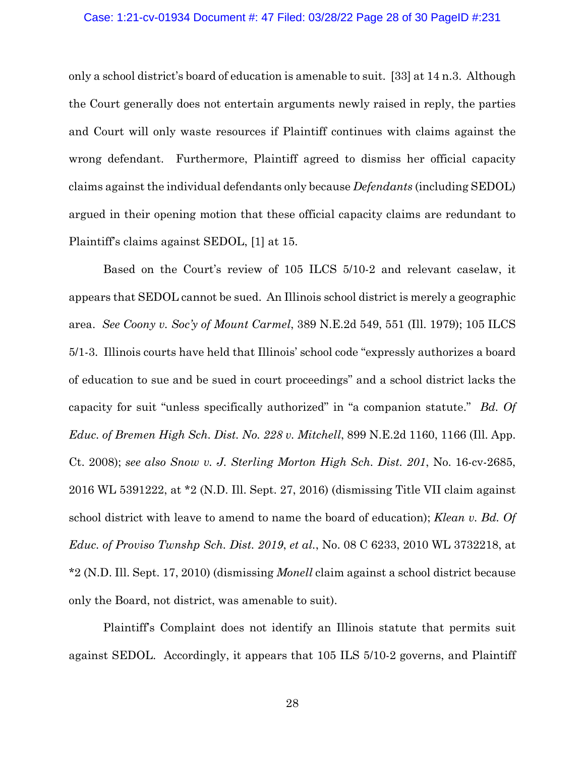only a school district's board of education is amenable to suit. [33] at 14 n.3. Although the Court generally does not entertain arguments newly raised in reply, the parties and Court will only waste resources if Plaintiff continues with claims against the wrong defendant. Furthermore, Plaintiff agreed to dismiss her official capacity claims against the individual defendants only because *Defendants* (including SEDOL) argued in their opening motion that these official capacity claims are redundant to Plaintiff's claims against SEDOL, [1] at 15.

Based on the Court's review of 105 ILCS 5/10-2 and relevant caselaw, it appears that SEDOL cannot be sued. An Illinois school district is merely a geographic area. *See Coony v. Soc'y of Mount Carmel*, 389 N.E.2d 549, 551 (Ill. 1979); 105 ILCS 5/1-3. Illinois courts have held that Illinois' school code "expressly authorizes a board of education to sue and be sued in court proceedings" and a school district lacks the capacity for suit "unless specifically authorized" in "a companion statute." *Bd. Of Educ. of Bremen High Sch. Dist. No. 228 v. Mitchell*, 899 N.E.2d 1160, 1166 (Ill. App. Ct. 2008); *see also Snow v. J. Sterling Morton High Sch. Dist. 201*, No. 16-cv-2685, 2016 WL 5391222, at *2 (N.D. Ill. Sept. 27, 2016) (dismissing Title VII claim against school district with leave to amend to name the board of education); *Klean v. Bd. Of Educ. of Proviso Twnshp Sch. Dist. 2019, et al.*, No. 08 C 6233, 2010 WL 3732218, at *2 (N.D. Ill. Sept. 17, 2010) (dismissing *Monell* claim against a school district because only the Board, not district, was amenable to suit).

Plaintiff's Complaint does not identify an Illinois statute that permits suit against SEDOL. Accordingly, it appears that 105 ILS 5/10-2 governs, and Plaintiff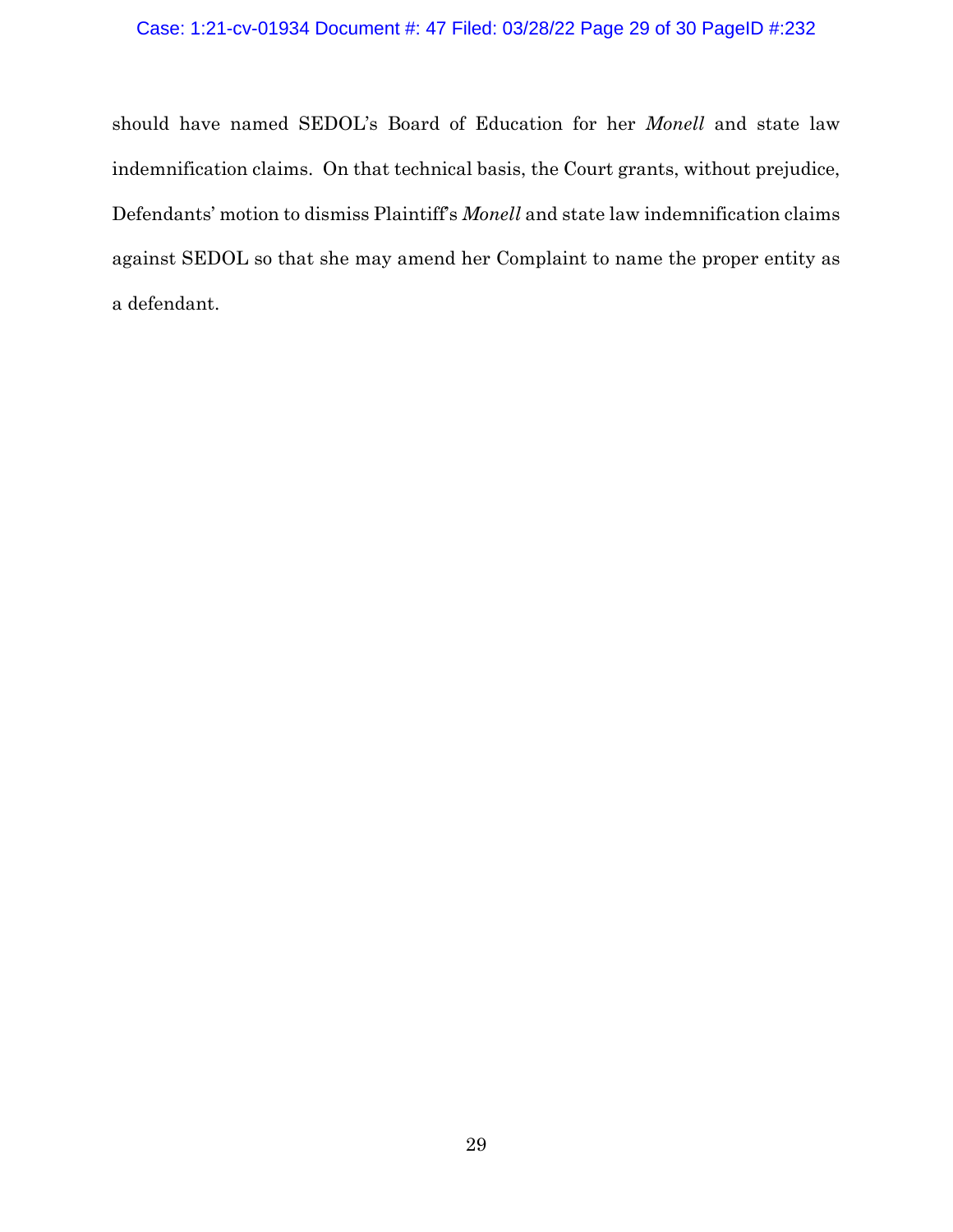should have named SEDOL's Board of Education for her *Monell* and state law indemnification claims. On that technical basis, the Court grants, without prejudice, Defendants' motion to dismiss Plaintiff's *Monell* and state law indemnification claims against SEDOL so that she may amend her Complaint to name the proper entity as a defendant.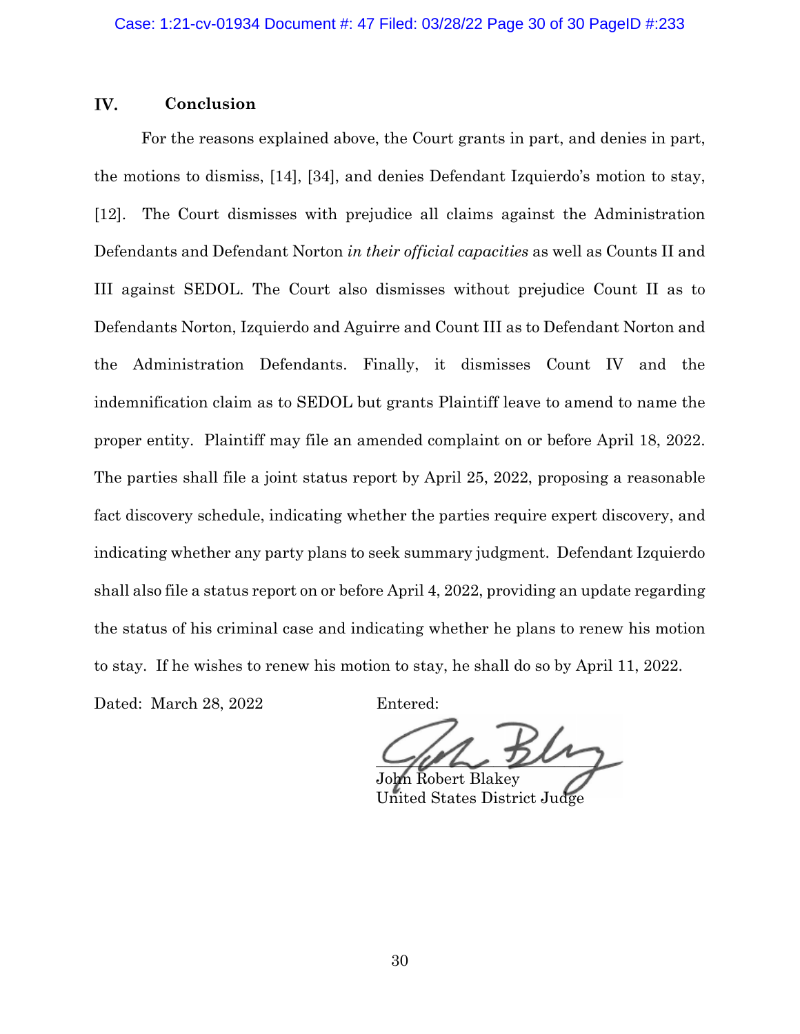## IV. Conclusion

For the reasons explained above, the Court grants in part, and denies in part, the motions to dismiss, [14], [34], and denies Defendant Izquierdo's motion to stay, [12]. The Court dismisses with prejudice all claims against the Administration Defendants and Defendant Norton *in their official capacities* as well as Counts II and III against SEDOL. The Court also dismisses without prejudice Count II as to Defendants Norton, Izquierdo and Aguirre and Count III as to Defendant Norton and the Administration Defendants. Finally, it dismisses Count IV and the indemnification claim as to SEDOL but grants Plaintiff leave to amend to name the proper entity. Plaintiff may file an amended complaint on or before April 18, 2022. The parties shall file a joint status report by April 25, 2022, proposing a reasonable fact discovery schedule, indicating whether the parties require expert discovery, and indicating whether any party plans to seek summary judgment. Defendant Izquierdo shall also file a status report on or before April 4, 2022, providing an update regarding the status of his criminal case and indicating whether he plans to renew his motion to stay. If he wishes to renew his motion to stay, he shall do so by April 11, 2022.

Dated: March 28, 2022

Entered:

John Robert Blakey
United States District Judge